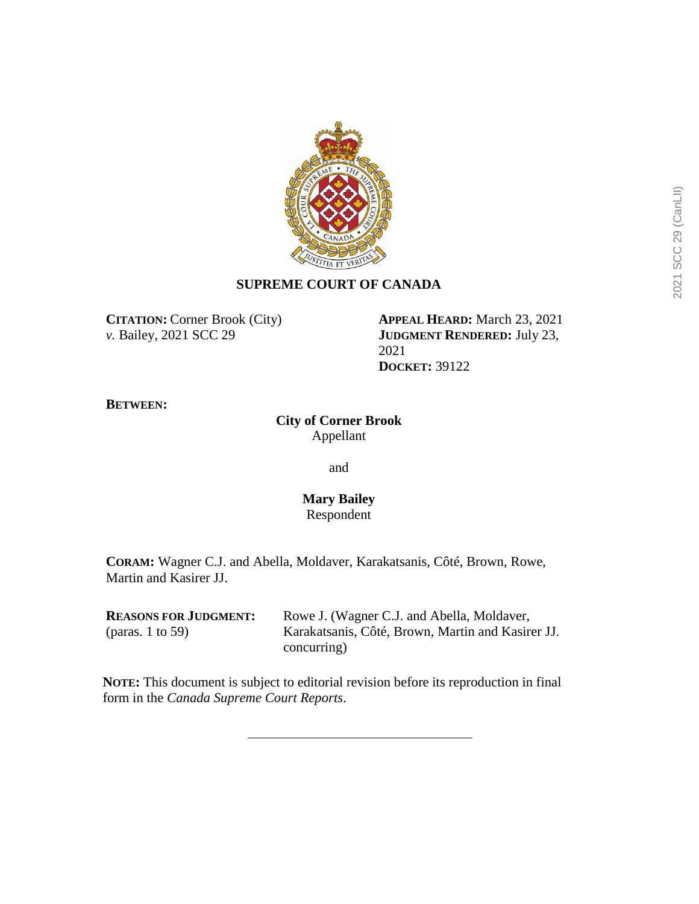# SUPREME COURT OF CANADA

**CITATION:** Corner Brook (City) *v.* Bailey, 2021 SCC 29

**APPEAL HEARD:** March 23, 2021
**JUDGMENT RENDERED:** July 23, 2021
**DOCKET:** 39122

**BETWEEN:**

**City of Corner Brook**
Appellant

and

**Mary Bailey**
Respondent

**CORAM:** Wagner C.J. and Abella, Moldaver, Karakatsanis, Côté, Brown, Rowe, Martin and Kasirer JJ.

**REASONS FOR JUDGMENT:** (paras. 1 to 59)
Rowe J. (Wagner C.J. and Abella, Moldaver, Karakatsanis, Côté, Brown, Martin and Kasirer JJ. concurring)

**NOTE:** This document is subject to editorial revision before its reproduction in final form in the *Canada Supreme Court Reports*.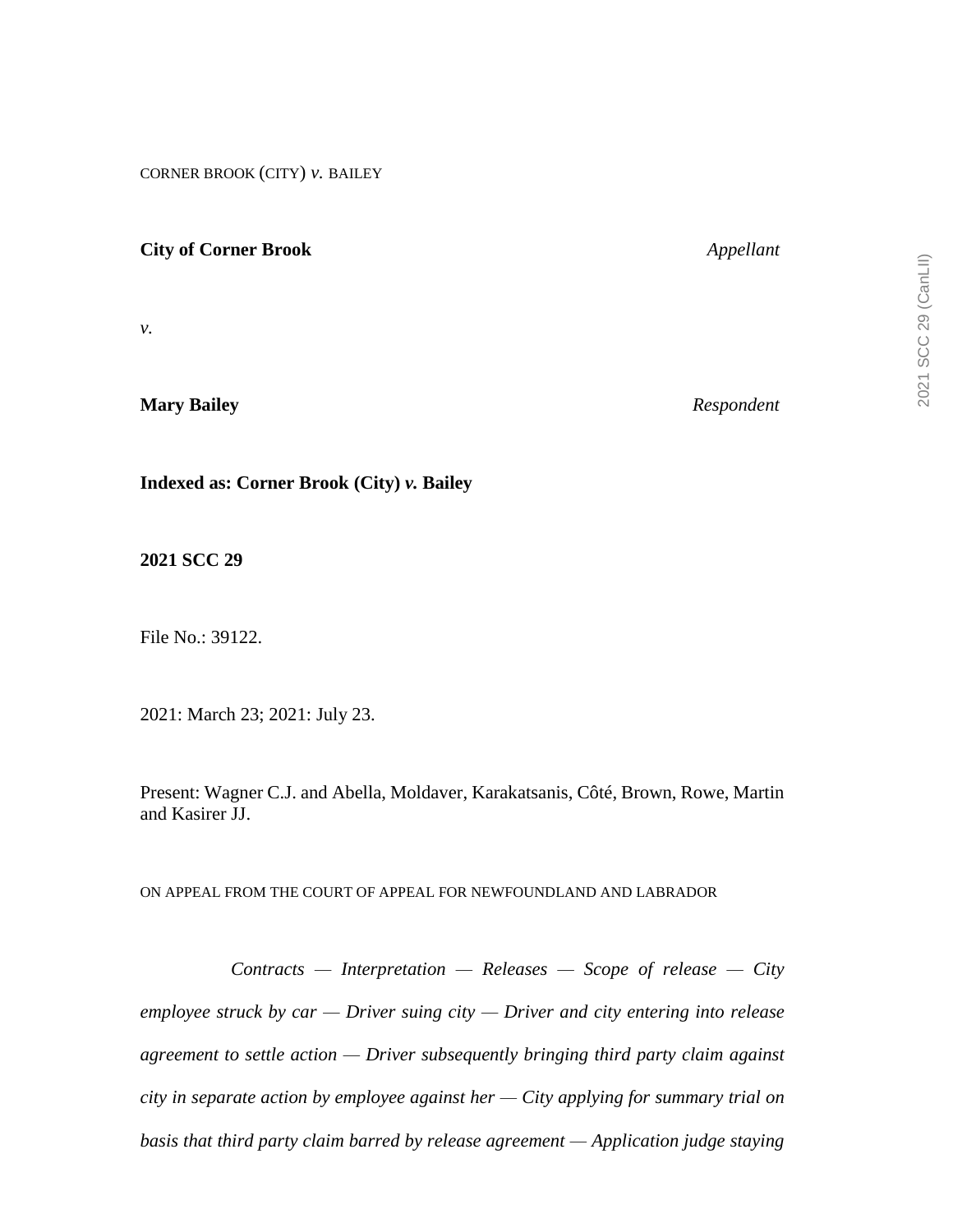CORNER BROOK (CITY) *v.* BAILEY

**City of Corner Brook** *Appellant*

*v.*

**Mary Bailey** *Respondent*

**Indexed as: Corner Brook (City) *v.* Bailey**

**2021 SCC 29**

File No.: 39122.

2021: March 23; 2021: July 23.

Present: Wagner C.J. and Abella, Moldaver, Karakatsanis, Côté, Brown, Rowe, Martin and Kasirer JJ.

ON APPEAL FROM THE COURT OF APPEAL FOR NEWFOUNDLAND AND LABRADOR

*Contracts — Interpretation — Releases — Scope of release — City employee struck by car — Driver suing city — Driver and city entering into release agreement to settle action — Driver subsequently bringing third party claim against city in separate action by employee against her — City applying for summary trial on basis that third party claim barred by release agreement — Application judge staying*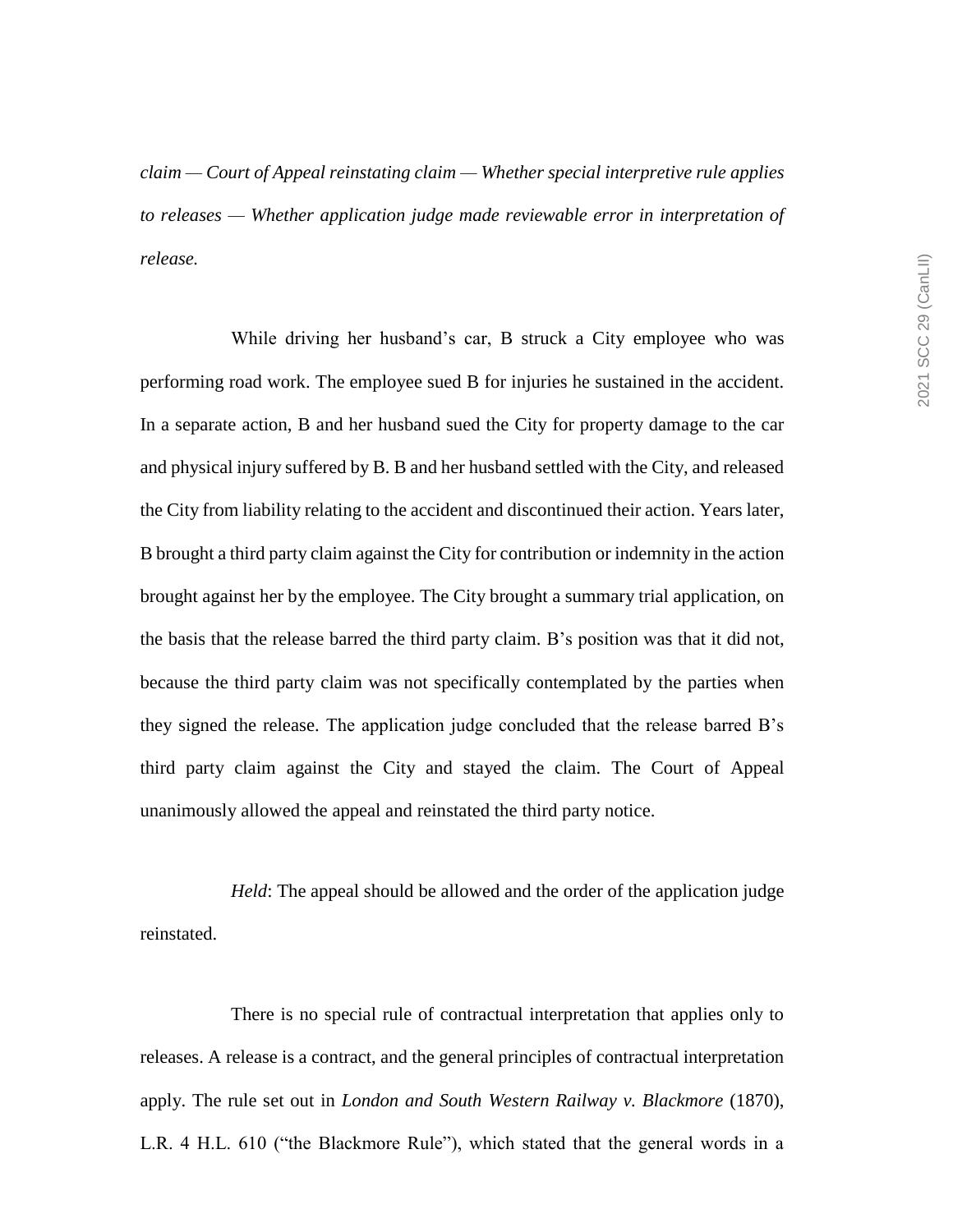*claim — Court of Appeal reinstating claim — Whether special interpretive rule applies to releases — Whether application judge made reviewable error in interpretation of release.*

While driving her husband's car, B struck a City employee who was performing road work. The employee sued B for injuries he sustained in the accident. In a separate action, B and her husband sued the City for property damage to the car and physical injury suffered by B. B and her husband settled with the City, and released the City from liability relating to the accident and discontinued their action. Years later, B brought a third party claim against the City for contribution or indemnity in the action brought against her by the employee. The City brought a summary trial application, on the basis that the release barred the third party claim. B's position was that it did not, because the third party claim was not specifically contemplated by the parties when they signed the release. The application judge concluded that the release barred B's third party claim against the City and stayed the claim. The Court of Appeal unanimously allowed the appeal and reinstated the third party notice.

*Held*: The appeal should be allowed and the order of the application judge reinstated.

There is no special rule of contractual interpretation that applies only to releases. A release is a contract, and the general principles of contractual interpretation apply. The rule set out in *London and South Western Railway v. Blackmore* (1870), L.R. 4 H.L. 610 ("the Blackmore Rule"), which stated that the general words in a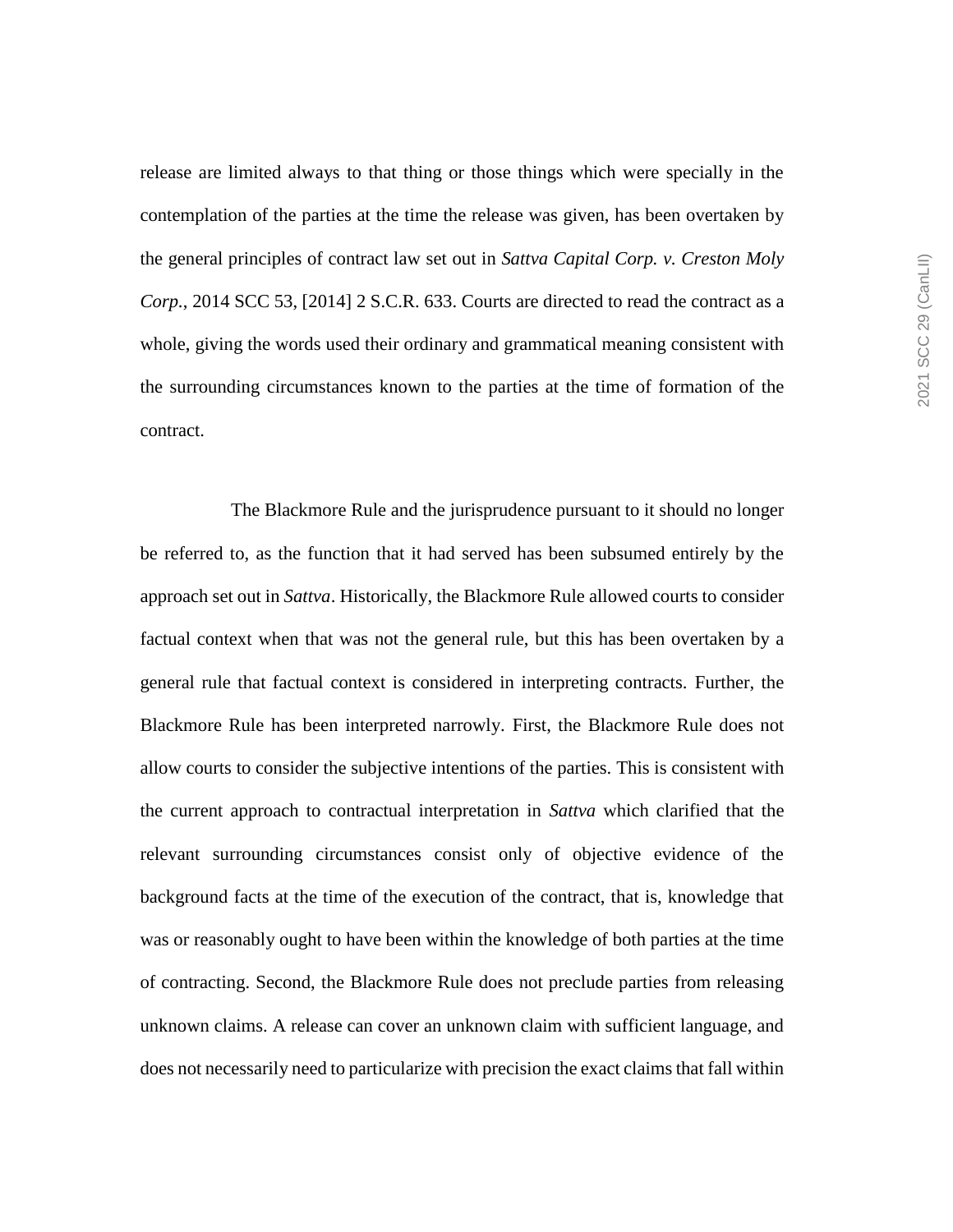release are limited always to that thing or those things which were specially in the contemplation of the parties at the time the release was given, has been overtaken by the general principles of contract law set out in *Sattva Capital Corp. v. Creston Moly Corp.*, 2014 SCC 53, [2014] 2 S.C.R. 633. Courts are directed to read the contract as a whole, giving the words used their ordinary and grammatical meaning consistent with the surrounding circumstances known to the parties at the time of formation of the contract.

The Blackmore Rule and the jurisprudence pursuant to it should no longer be referred to, as the function that it had served has been subsumed entirely by the approach set out in *Sattva*. Historically, the Blackmore Rule allowed courts to consider factual context when that was not the general rule, but this has been overtaken by a general rule that factual context is considered in interpreting contracts. Further, the Blackmore Rule has been interpreted narrowly. First, the Blackmore Rule does not allow courts to consider the subjective intentions of the parties. This is consistent with the current approach to contractual interpretation in *Sattva* which clarified that the relevant surrounding circumstances consist only of objective evidence of the background facts at the time of the execution of the contract, that is, knowledge that was or reasonably ought to have been within the knowledge of both parties at the time of contracting. Second, the Blackmore Rule does not preclude parties from releasing unknown claims. A release can cover an unknown claim with sufficient language, and does not necessarily need to particularize with precision the exact claims that fall within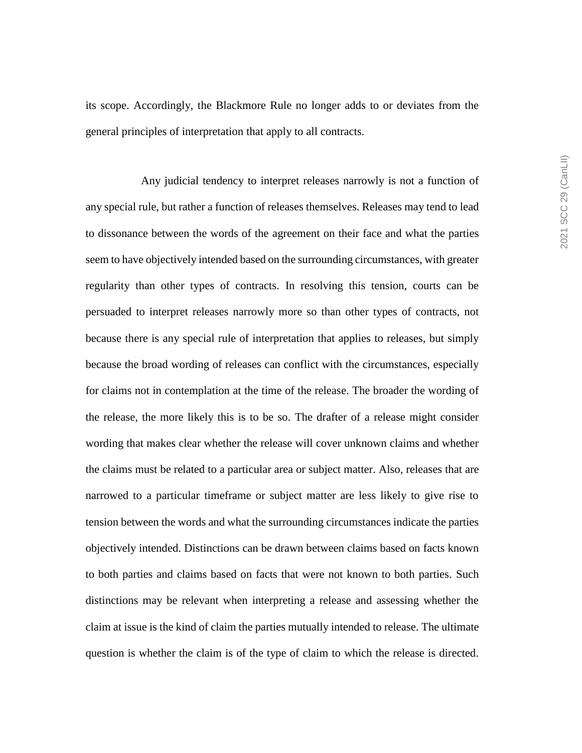its scope. Accordingly, the Blackmore Rule no longer adds to or deviates from the general principles of interpretation that apply to all contracts.

Any judicial tendency to interpret releases narrowly is not a function of any special rule, but rather a function of releases themselves. Releases may tend to lead to dissonance between the words of the agreement on their face and what the parties seem to have objectively intended based on the surrounding circumstances, with greater regularity than other types of contracts. In resolving this tension, courts can be persuaded to interpret releases narrowly more so than other types of contracts, not because there is any special rule of interpretation that applies to releases, but simply because the broad wording of releases can conflict with the circumstances, especially for claims not in contemplation at the time of the release. The broader the wording of the release, the more likely this is to be so. The drafter of a release might consider wording that makes clear whether the release will cover unknown claims and whether the claims must be related to a particular area or subject matter. Also, releases that are narrowed to a particular timeframe or subject matter are less likely to give rise to tension between the words and what the surrounding circumstances indicate the parties objectively intended. Distinctions can be drawn between claims based on facts known to both parties and claims based on facts that were not known to both parties. Such distinctions may be relevant when interpreting a release and assessing whether the claim at issue is the kind of claim the parties mutually intended to release. The ultimate question is whether the claim is of the type of claim to which the release is directed.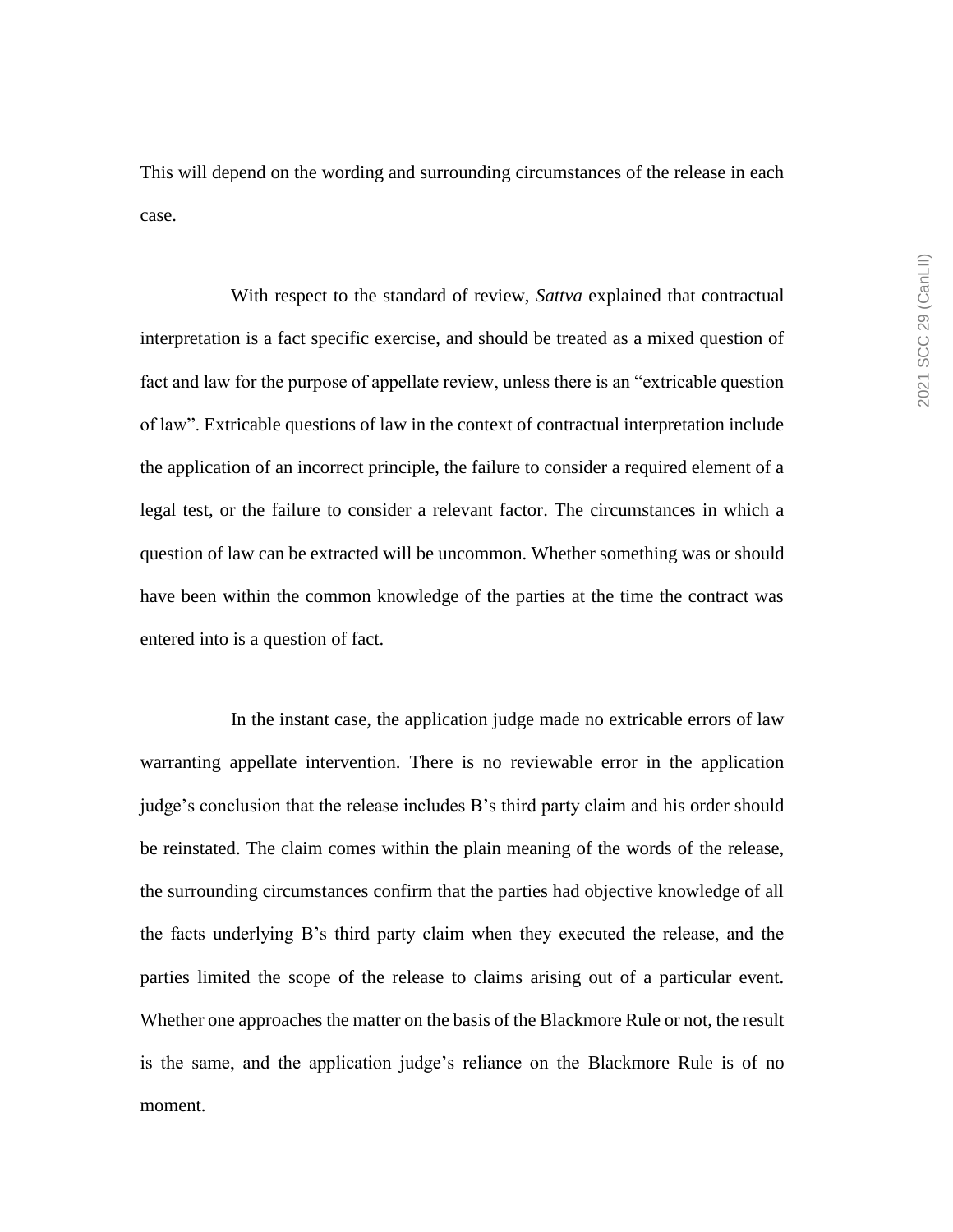This will depend on the wording and surrounding circumstances of the release in each case.

With respect to the standard of review, *Sattva* explained that contractual interpretation is a fact specific exercise, and should be treated as a mixed question of fact and law for the purpose of appellate review, unless there is an "extricable question of law". Extricable questions of law in the context of contractual interpretation include the application of an incorrect principle, the failure to consider a required element of a legal test, or the failure to consider a relevant factor. The circumstances in which a question of law can be extracted will be uncommon. Whether something was or should have been within the common knowledge of the parties at the time the contract was entered into is a question of fact.

In the instant case, the application judge made no extricable errors of law warranting appellate intervention. There is no reviewable error in the application judge's conclusion that the release includes B's third party claim and his order should be reinstated. The claim comes within the plain meaning of the words of the release, the surrounding circumstances confirm that the parties had objective knowledge of all the facts underlying B's third party claim when they executed the release, and the parties limited the scope of the release to claims arising out of a particular event. Whether one approaches the matter on the basis of the Blackmore Rule or not, the result is the same, and the application judge's reliance on the Blackmore Rule is of no moment.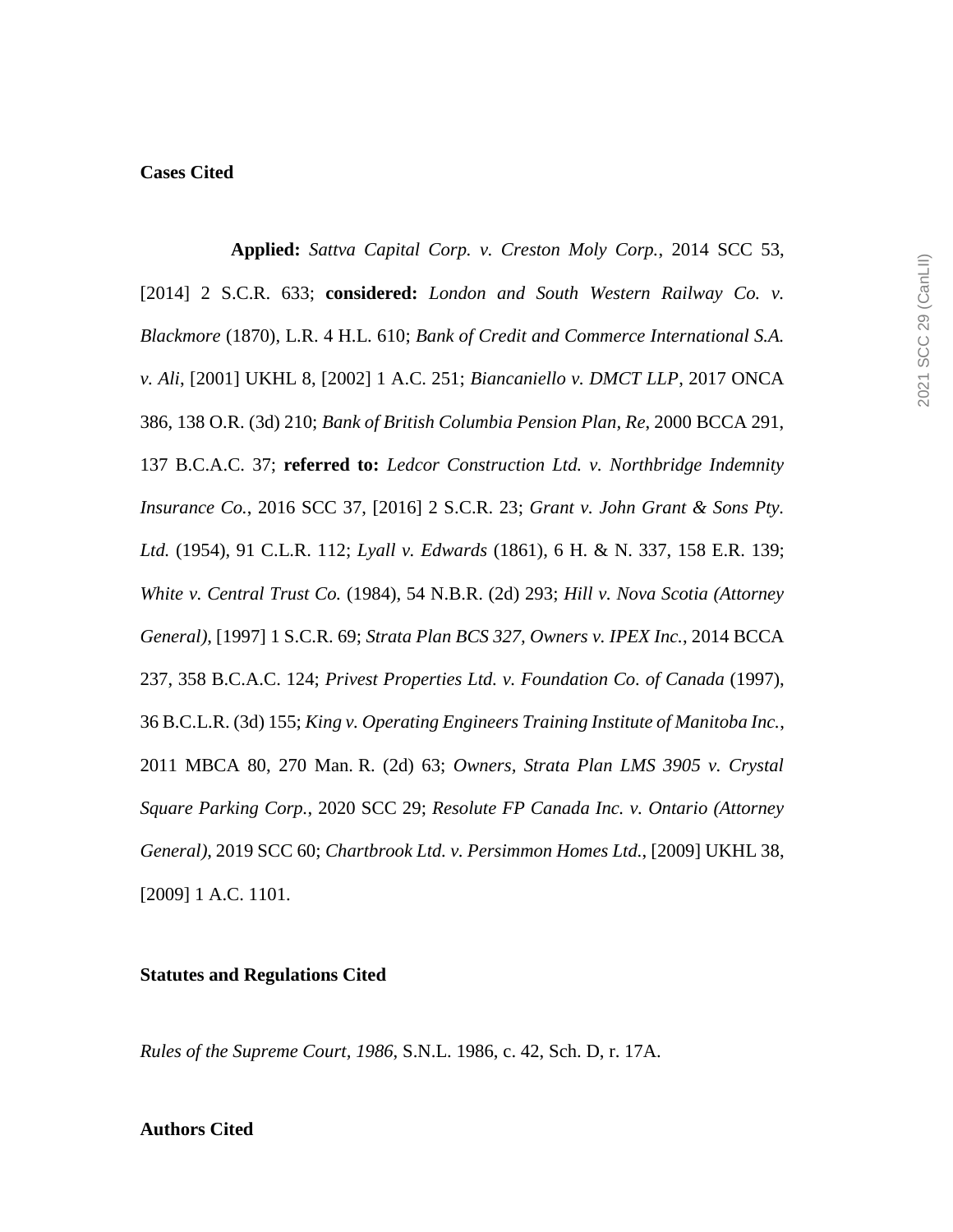**Cases Cited**

**Applied:** *Sattva Capital Corp. v. Creston Moly Corp.*, 2014 SCC 53, [2014] 2 S.C.R. 633; **considered:** *London and South Western Railway Co. v. Blackmore* (1870), L.R. 4 H.L. 610; *Bank of Credit and Commerce International S.A. v. Ali*, [2001] UKHL 8, [2002] 1 A.C. 251; *Biancaniello v. DMCT LLP*, 2017 ONCA 386, 138 O.R. (3d) 210; *Bank of British Columbia Pension Plan, Re*, 2000 BCCA 291, 137 B.C.A.C. 37; **referred to:** *Ledcor Construction Ltd. v. Northbridge Indemnity Insurance Co.*, 2016 SCC 37, [2016] 2 S.C.R. 23; *Grant v. John Grant & Sons Pty. Ltd.* (1954), 91 C.L.R. 112; *Lyall v. Edwards* (1861), 6 H. & N. 337, 158 E.R. 139; *White v. Central Trust Co.* (1984), 54 N.B.R. (2d) 293; *Hill v. Nova Scotia (Attorney General)*, [1997] 1 S.C.R. 69; *Strata Plan BCS 327, Owners v. IPEX Inc.*, 2014 BCCA 237, 358 B.C.A.C. 124; *Privest Properties Ltd. v. Foundation Co. of Canada* (1997), 36 B.C.L.R. (3d) 155; *King v. Operating Engineers Training Institute of Manitoba Inc.*, 2011 MBCA 80, 270 Man. R. (2d) 63; *Owners, Strata Plan LMS 3905 v. Crystal Square Parking Corp.*, 2020 SCC 29; *Resolute FP Canada Inc. v. Ontario (Attorney General)*, 2019 SCC 60; *Chartbrook Ltd. v. Persimmon Homes Ltd.*, [2009] UKHL 38, [2009] 1 A.C. 1101.

**Statutes and Regulations Cited**

*Rules of the Supreme Court, 1986*, S.N.L. 1986, c. 42, Sch. D, r. 17A.

**Authors Cited**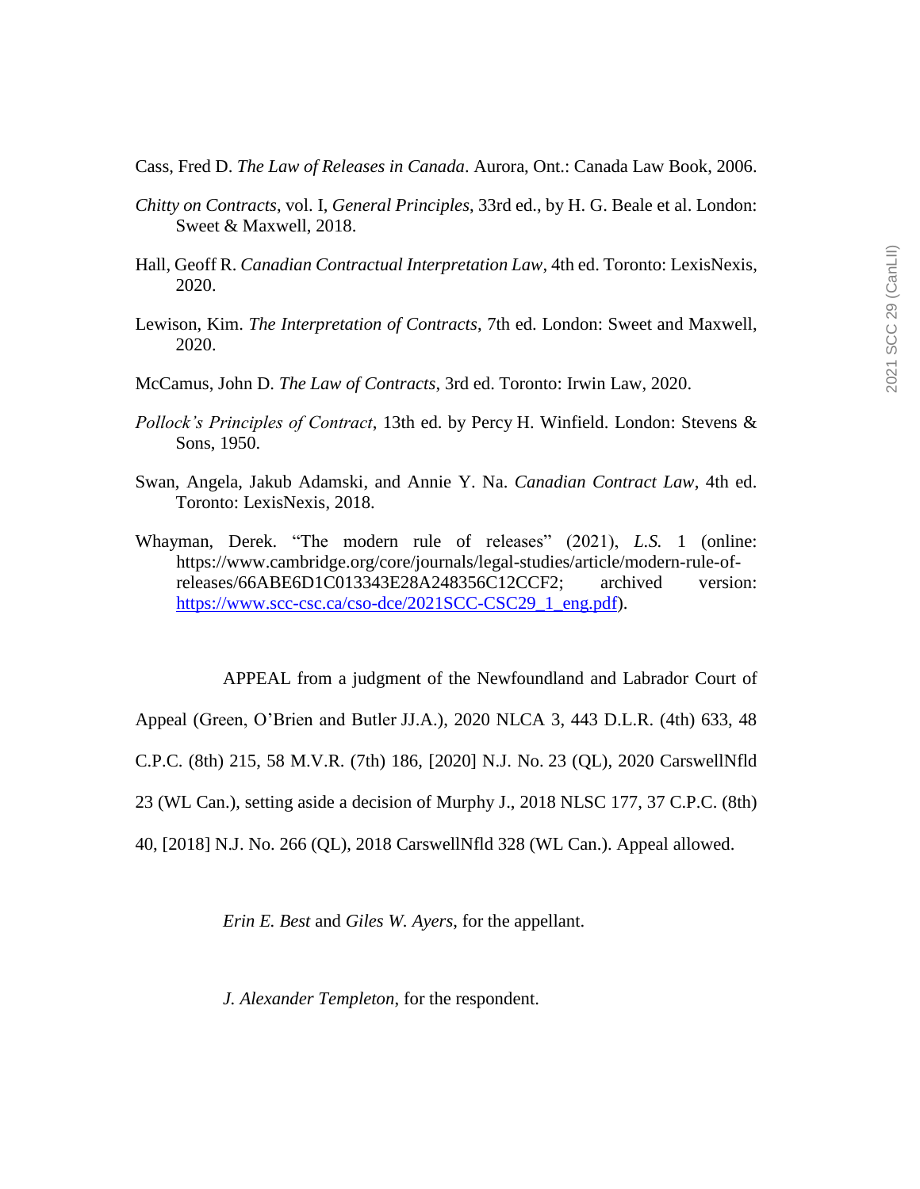Cass, Fred D. *The Law of Releases in Canada*. Aurora, Ont.: Canada Law Book, 2006.

*Chitty on Contracts*, vol. I, *General Principles*, 33rd ed., by H. G. Beale et al. London: Sweet & Maxwell, 2018.

Hall, Geoff R. *Canadian Contractual Interpretation Law*, 4th ed. Toronto: LexisNexis, 2020.

Lewison, Kim. *The Interpretation of Contracts*, 7th ed. London: Sweet and Maxwell, 2020.

McCamus, John D. *The Law of Contracts*, 3rd ed. Toronto: Irwin Law, 2020.

*Pollock's Principles of Contract*, 13th ed. by Percy H. Winfield. London: Stevens & Sons, 1950.

Swan, Angela, Jakub Adamski, and Annie Y. Na. *Canadian Contract Law*, 4th ed. Toronto: LexisNexis, 2018.

Whayman, Derek. "The modern rule of releases" (2021), *L.S.* 1 (online: https://www.cambridge.org/core/journals/legal-studies/article/modern-rule-of-releases/66ABE6D1C013343E28A248356C12CCF2; archived version: https://www.scc-csc.ca/cso-dce/2021SCC-CSC29_1_eng.pdf).

APPEAL from a judgment of the Newfoundland and Labrador Court of Appeal (Green, O'Brien and Butler JJ.A.), 2020 NLCA 3, 443 D.L.R. (4th) 633, 48 C.P.C. (8th) 215, 58 M.V.R. (7th) 186, [2020] N.J. No. 23 (QL), 2020 CarswellNfld 23 (WL Can.), setting aside a decision of Murphy J., 2018 NLSC 177, 37 C.P.C. (8th) 40, [2018] N.J. No. 266 (QL), 2018 CarswellNfld 328 (WL Can.). Appeal allowed.

*Erin E. Best* and *Giles W. Ayers*, for the appellant.

*J. Alexander Templeton*, for the respondent.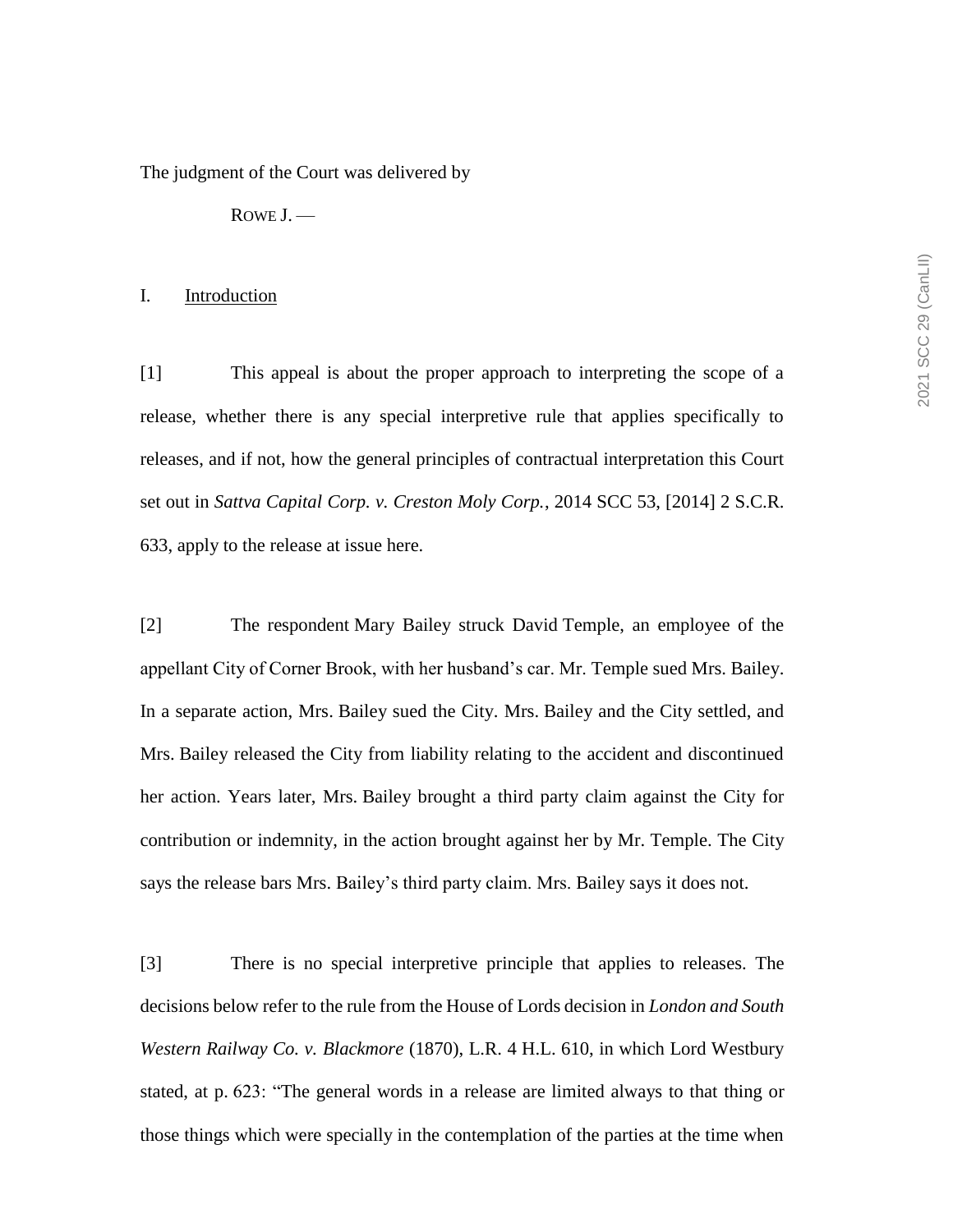The judgment of the Court was delivered by

ROWE J. —

## I. Introduction

[1] This appeal is about the proper approach to interpreting the scope of a release, whether there is any special interpretive rule that applies specifically to releases, and if not, how the general principles of contractual interpretation this Court set out in *Sattva Capital Corp. v. Creston Moly Corp.*, 2014 SCC 53, [2014] 2 S.C.R. 633, apply to the release at issue here.

[2] The respondent Mary Bailey struck David Temple, an employee of the appellant City of Corner Brook, with her husband's car. Mr. Temple sued Mrs. Bailey. In a separate action, Mrs. Bailey sued the City. Mrs. Bailey and the City settled, and Mrs. Bailey released the City from liability relating to the accident and discontinued her action. Years later, Mrs. Bailey brought a third party claim against the City for contribution or indemnity, in the action brought against her by Mr. Temple. The City says the release bars Mrs. Bailey's third party claim. Mrs. Bailey says it does not.

[3] There is no special interpretive principle that applies to releases. The decisions below refer to the rule from the House of Lords decision in *London and South Western Railway Co. v. Blackmore* (1870), L.R. 4 H.L. 610, in which Lord Westbury stated, at p. 623: "The general words in a release are limited always to that thing or those things which were specially in the contemplation of the parties at the time when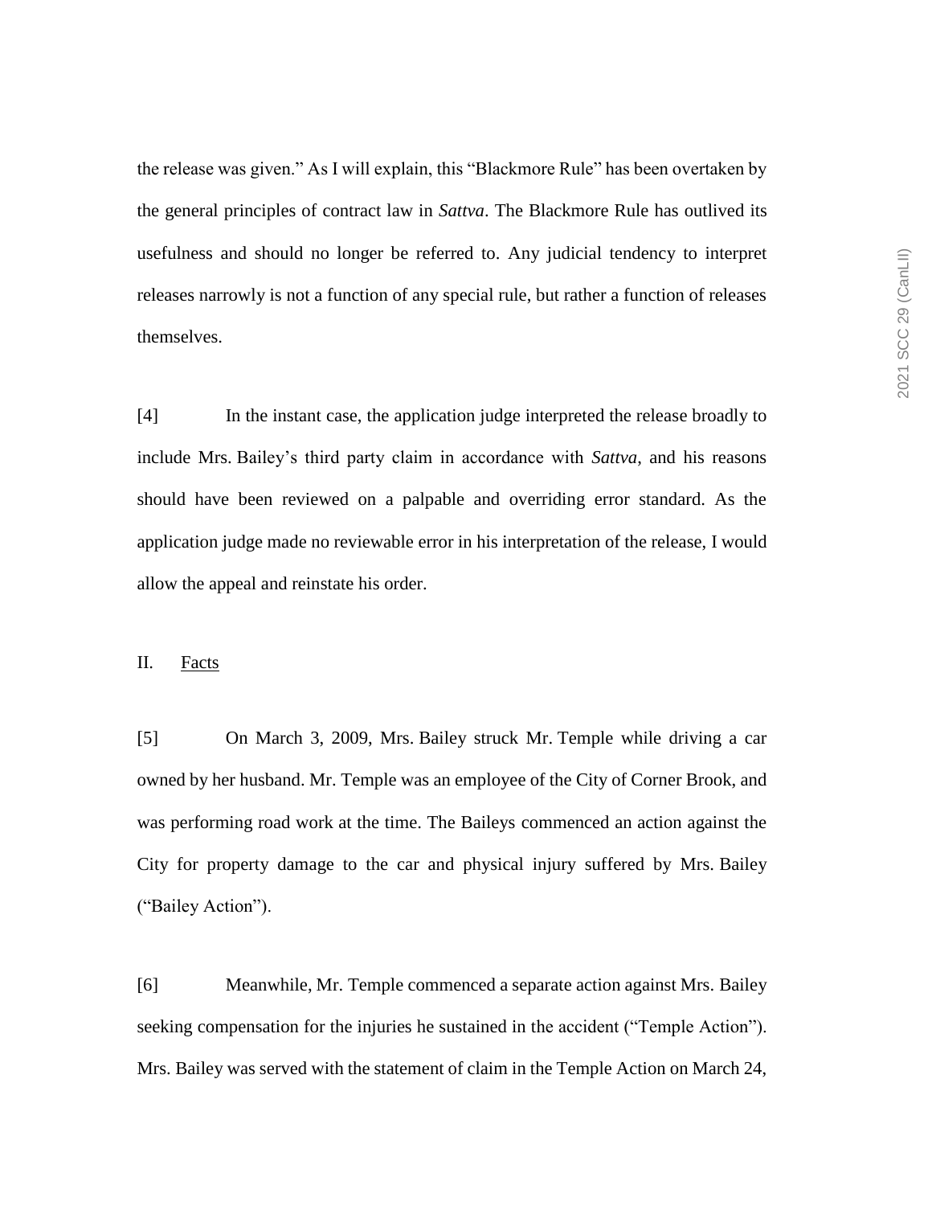the release was given." As I will explain, this "Blackmore Rule" has been overtaken by the general principles of contract law in *Sattva*. The Blackmore Rule has outlived its usefulness and should no longer be referred to. Any judicial tendency to interpret releases narrowly is not a function of any special rule, but rather a function of releases themselves.

[4] In the instant case, the application judge interpreted the release broadly to include Mrs. Bailey's third party claim in accordance with *Sattva*, and his reasons should have been reviewed on a palpable and overriding error standard. As the application judge made no reviewable error in his interpretation of the release, I would allow the appeal and reinstate his order.

## II. Facts

[5] On March 3, 2009, Mrs. Bailey struck Mr. Temple while driving a car owned by her husband. Mr. Temple was an employee of the City of Corner Brook, and was performing road work at the time. The Baileys commenced an action against the City for property damage to the car and physical injury suffered by Mrs. Bailey ("Bailey Action").

[6] Meanwhile, Mr. Temple commenced a separate action against Mrs. Bailey seeking compensation for the injuries he sustained in the accident ("Temple Action"). Mrs. Bailey was served with the statement of claim in the Temple Action on March 24,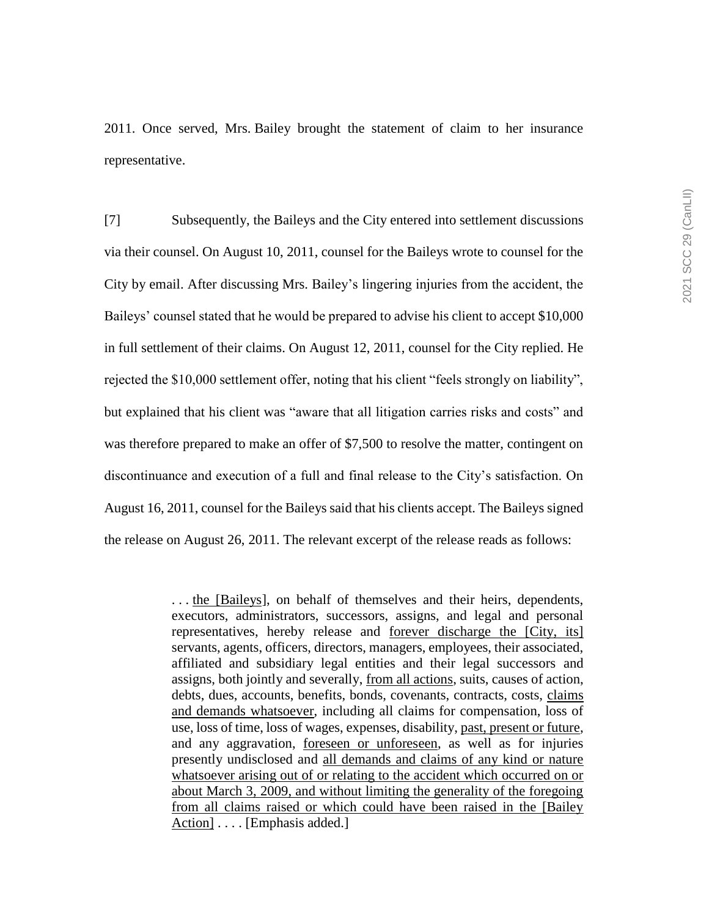2011. Once served, Mrs. Bailey brought the statement of claim to her insurance representative.

[7] Subsequently, the Baileys and the City entered into settlement discussions via their counsel. On August 10, 2011, counsel for the Baileys wrote to counsel for the City by email. After discussing Mrs. Bailey's lingering injuries from the accident, the Baileys' counsel stated that he would be prepared to advise his client to accept $10,000 in full settlement of their claims. On August 12, 2011, counsel for the City replied. He rejected the $10,000 settlement offer, noting that his client "feels strongly on liability", but explained that his client was "aware that all litigation carries risks and costs" and was therefore prepared to make an offer of $7,500 to resolve the matter, contingent on discontinuance and execution of a full and final release to the City's satisfaction. On August 16, 2011, counsel for the Baileys said that his clients accept. The Baileys signed the release on August 26, 2011. The relevant excerpt of the release reads as follows:

> . . . <u>the [Baileys]</u>, on behalf of themselves and their heirs, dependents, executors, administrators, successors, assigns, and legal and personal representatives, hereby release and <u>forever discharge the [City, its]</u> servants, agents, officers, directors, managers, employees, their associated, affiliated and subsidiary legal entities and their legal successors and assigns, both jointly and severally, <u>from all actions</u>, suits, causes of action, debts, dues, accounts, benefits, bonds, covenants, contracts, costs, <u>claims and demands whatsoever</u>, including all claims for compensation, loss of use, loss of time, loss of wages, expenses, disability, <u>past, present or future</u>, and any aggravation, <u>foreseen or unforeseen</u>, as well as for injuries presently undisclosed and <u>all demands and claims of any kind or nature whatsoever arising out of or relating to the accident which occurred on or about March 3, 2009, and without limiting the generality of the foregoing from all claims raised or which could have been raised in the [Bailey Action]</u> . . . . [Emphasis added.]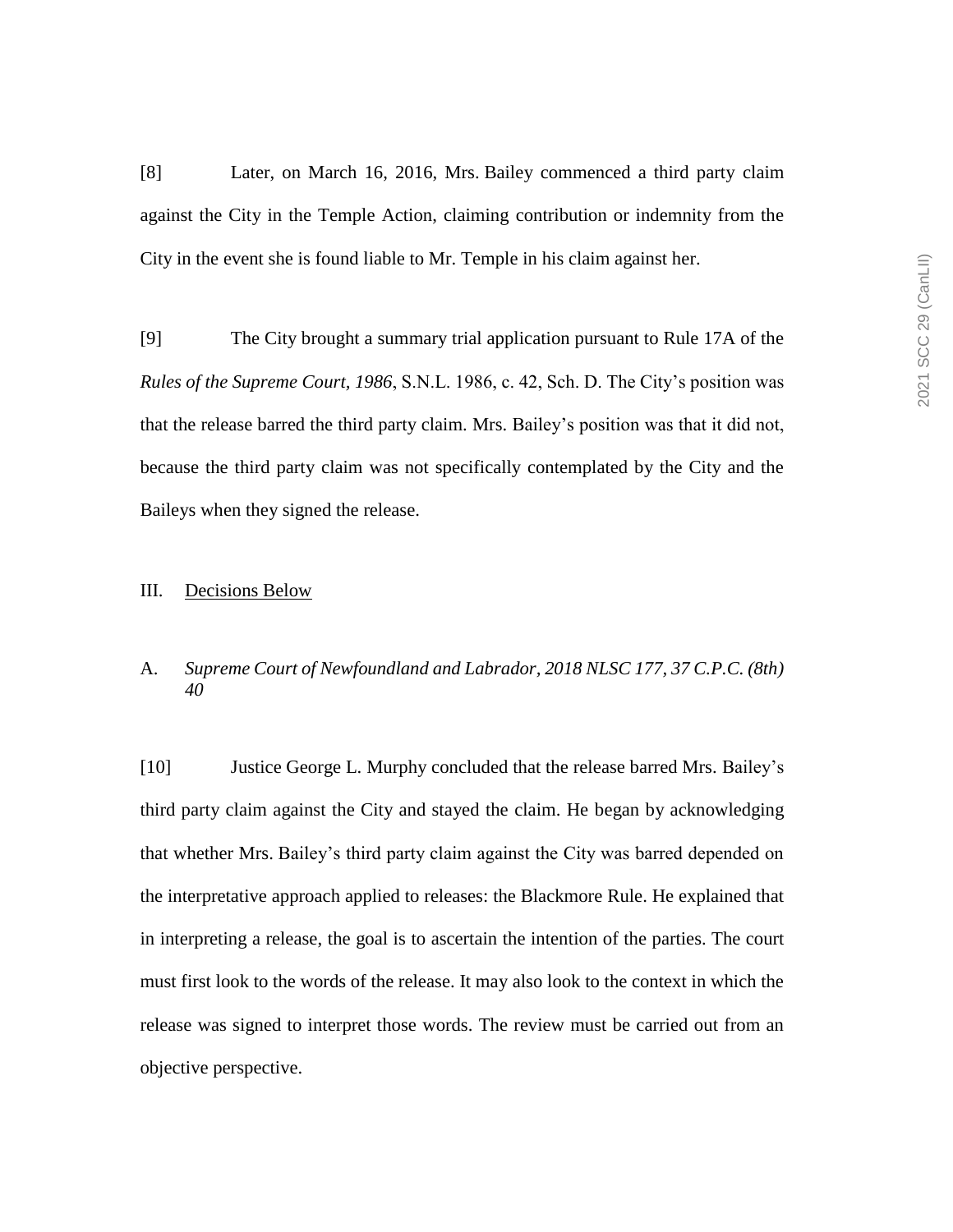[8] Later, on March 16, 2016, Mrs. Bailey commenced a third party claim against the City in the Temple Action, claiming contribution or indemnity from the City in the event she is found liable to Mr. Temple in his claim against her.

[9] The City brought a summary trial application pursuant to Rule 17A of the *Rules of the Supreme Court, 1986*, S.N.L. 1986, c. 42, Sch. D. The City's position was that the release barred the third party claim. Mrs. Bailey's position was that it did not, because the third party claim was not specifically contemplated by the City and the Baileys when they signed the release.

## III. Decisions Below

### A. *Supreme Court of Newfoundland and Labrador, 2018 NLSC 177, 37 C.P.C. (8th) 40*

[10] Justice George L. Murphy concluded that the release barred Mrs. Bailey's third party claim against the City and stayed the claim. He began by acknowledging that whether Mrs. Bailey's third party claim against the City was barred depended on the interpretative approach applied to releases: the Blackmore Rule. He explained that in interpreting a release, the goal is to ascertain the intention of the parties. The court must first look to the words of the release. It may also look to the context in which the release was signed to interpret those words. The review must be carried out from an objective perspective.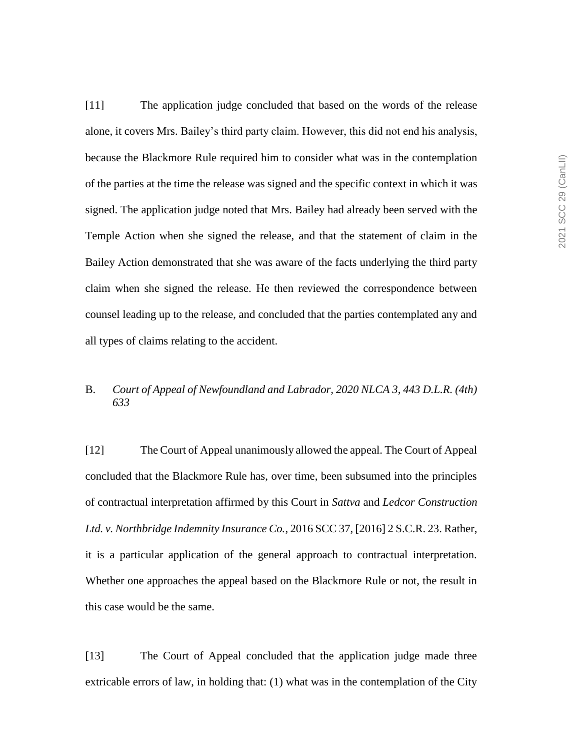[11] The application judge concluded that based on the words of the release alone, it covers Mrs. Bailey's third party claim. However, this did not end his analysis, because the Blackmore Rule required him to consider what was in the contemplation of the parties at the time the release was signed and the specific context in which it was signed. The application judge noted that Mrs. Bailey had already been served with the Temple Action when she signed the release, and that the statement of claim in the Bailey Action demonstrated that she was aware of the facts underlying the third party claim when she signed the release. He then reviewed the correspondence between counsel leading up to the release, and concluded that the parties contemplated any and all types of claims relating to the accident.

## B. *Court of Appeal of Newfoundland and Labrador, 2020 NLCA 3, 443 D.L.R. (4th) 633*

[12] The Court of Appeal unanimously allowed the appeal. The Court of Appeal concluded that the Blackmore Rule has, over time, been subsumed into the principles of contractual interpretation affirmed by this Court in *Sattva* and *Ledcor Construction Ltd. v. Northbridge Indemnity Insurance Co.*, 2016 SCC 37, [2016] 2 S.C.R. 23. Rather, it is a particular application of the general approach to contractual interpretation. Whether one approaches the appeal based on the Blackmore Rule or not, the result in this case would be the same.

[13] The Court of Appeal concluded that the application judge made three extricable errors of law, in holding that: (1) what was in the contemplation of the City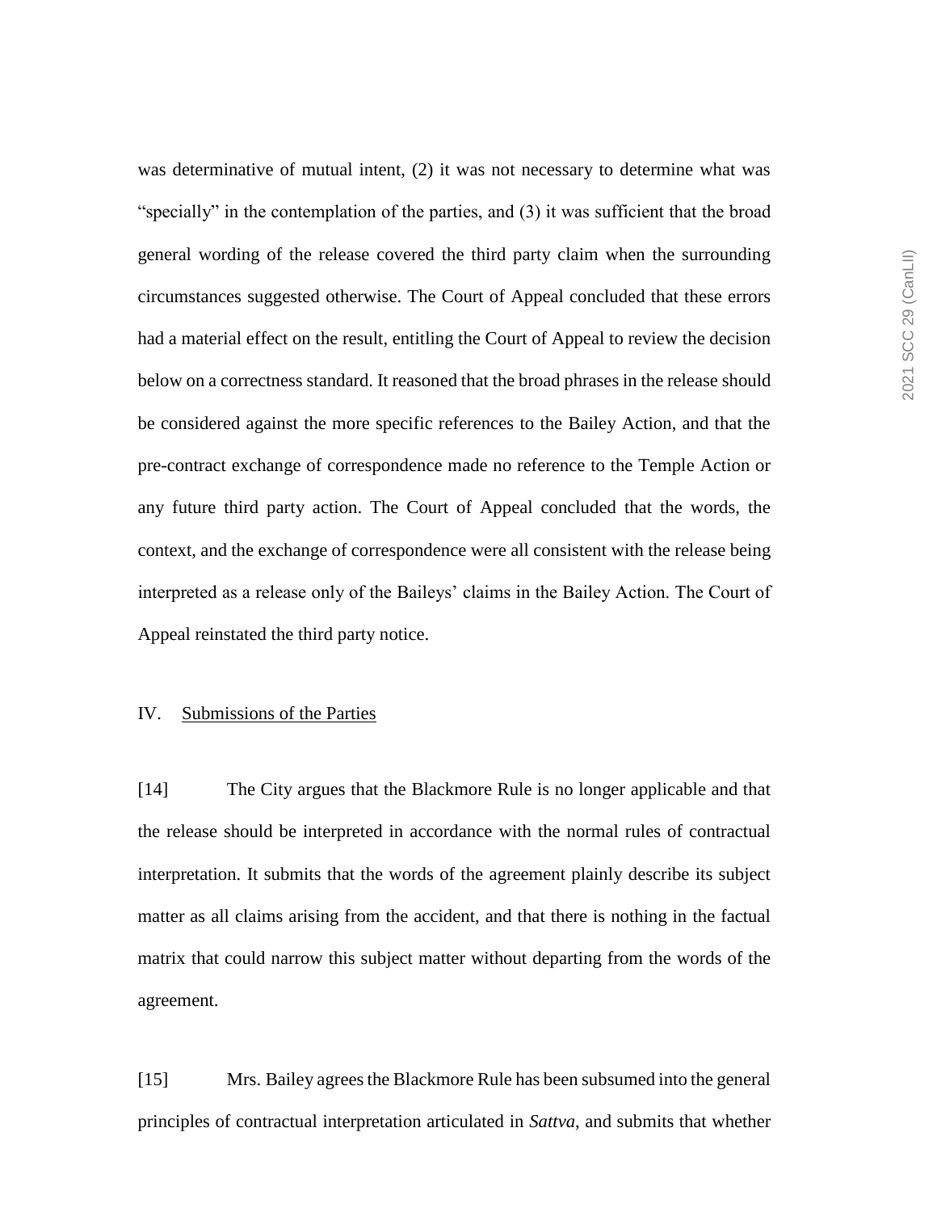was determinative of mutual intent, (2) it was not necessary to determine what was "specially" in the contemplation of the parties, and (3) it was sufficient that the broad general wording of the release covered the third party claim when the surrounding circumstances suggested otherwise. The Court of Appeal concluded that these errors had a material effect on the result, entitling the Court of Appeal to review the decision below on a correctness standard. It reasoned that the broad phrases in the release should be considered against the more specific references to the Bailey Action, and that the pre-contract exchange of correspondence made no reference to the Temple Action or any future third party action. The Court of Appeal concluded that the words, the context, and the exchange of correspondence were all consistent with the release being interpreted as a release only of the Baileys' claims in the Bailey Action. The Court of Appeal reinstated the third party notice.

## IV. Submissions of the Parties

[14] The City argues that the Blackmore Rule is no longer applicable and that the release should be interpreted in accordance with the normal rules of contractual interpretation. It submits that the words of the agreement plainly describe its subject matter as all claims arising from the accident, and that there is nothing in the factual matrix that could narrow this subject matter without departing from the words of the agreement.

[15] Mrs. Bailey agrees the Blackmore Rule has been subsumed into the general principles of contractual interpretation articulated in *Sattva*, and submits that whether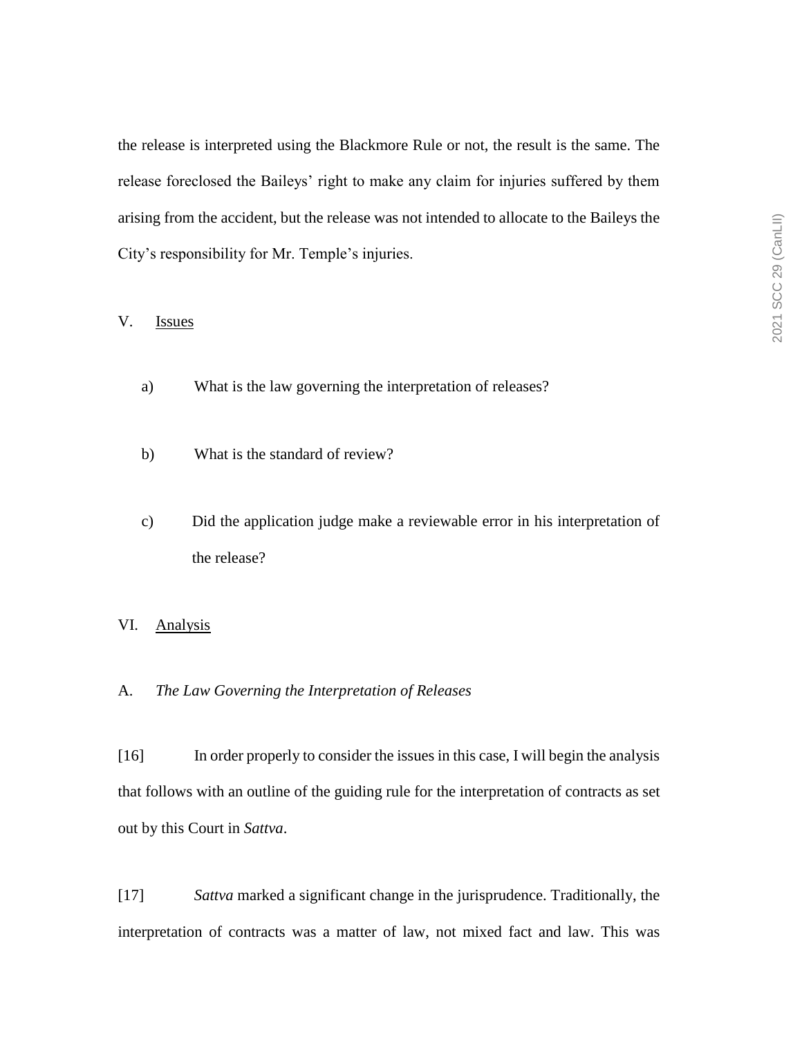the release is interpreted using the Blackmore Rule or not, the result is the same. The release foreclosed the Baileys' right to make any claim for injuries suffered by them arising from the accident, but the release was not intended to allocate to the Baileys the City's responsibility for Mr. Temple's injuries.

## V. Issues

a) What is the law governing the interpretation of releases?

b) What is the standard of review?

c) Did the application judge make a reviewable error in his interpretation of the release?

## VI. Analysis

### A. *The Law Governing the Interpretation of Releases*

[16] In order properly to consider the issues in this case, I will begin the analysis that follows with an outline of the guiding rule for the interpretation of contracts as set out by this Court in *Sattva*.

[17] *Sattva* marked a significant change in the jurisprudence. Traditionally, the interpretation of contracts was a matter of law, not mixed fact and law. This was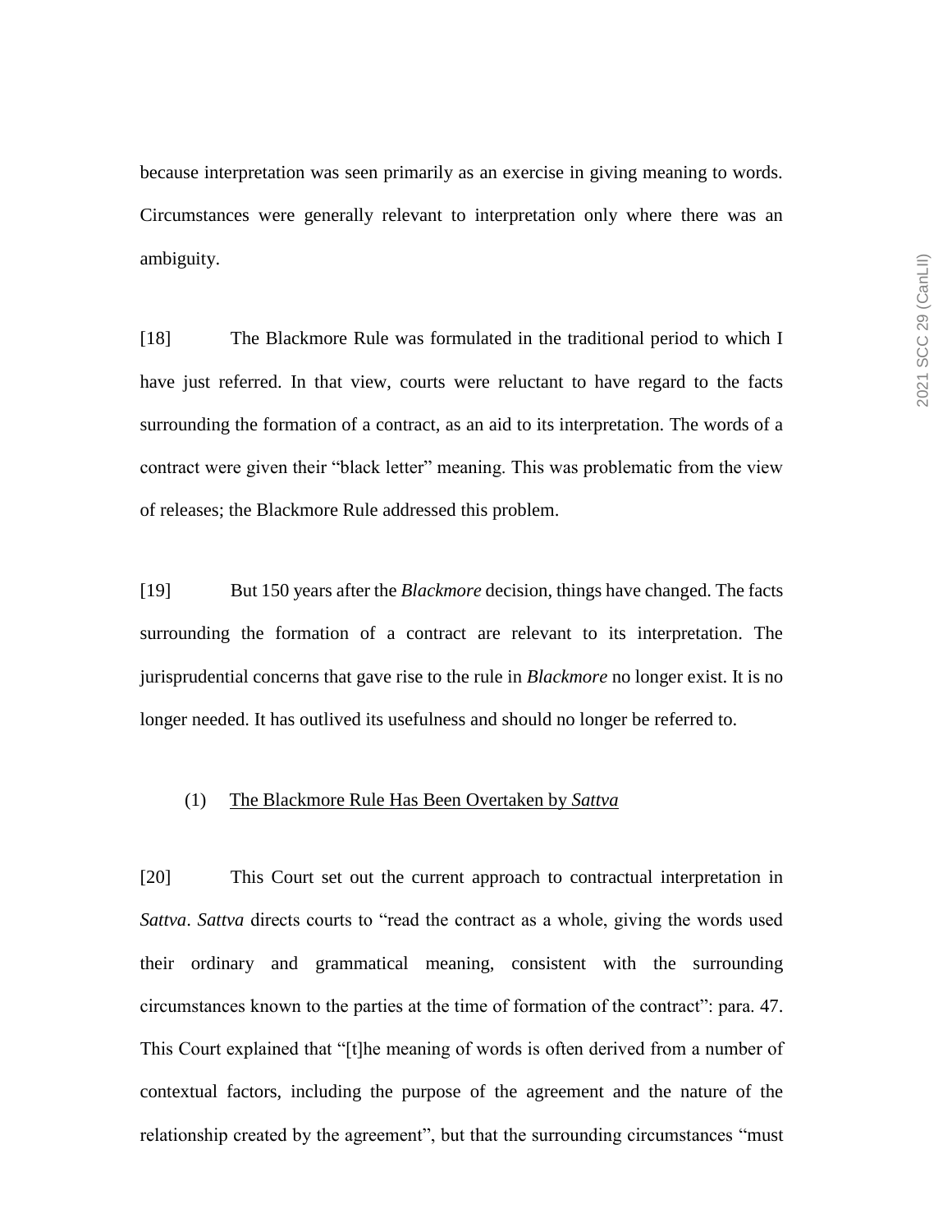because interpretation was seen primarily as an exercise in giving meaning to words. Circumstances were generally relevant to interpretation only where there was an ambiguity.

[18] The Blackmore Rule was formulated in the traditional period to which I have just referred. In that view, courts were reluctant to have regard to the facts surrounding the formation of a contract, as an aid to its interpretation. The words of a contract were given their "black letter" meaning. This was problematic from the view of releases; the Blackmore Rule addressed this problem.

[19] But 150 years after the *Blackmore* decision, things have changed. The facts surrounding the formation of a contract are relevant to its interpretation. The jurisprudential concerns that gave rise to the rule in *Blackmore* no longer exist. It is no longer needed. It has outlived its usefulness and should no longer be referred to.

(1) <u>The Blackmore Rule Has Been Overtaken by *Sattva*</u>

[20] This Court set out the current approach to contractual interpretation in *Sattva*. *Sattva* directs courts to "read the contract as a whole, giving the words used their ordinary and grammatical meaning, consistent with the surrounding circumstances known to the parties at the time of formation of the contract": para. 47. This Court explained that "[t]he meaning of words is often derived from a number of contextual factors, including the purpose of the agreement and the nature of the relationship created by the agreement", but that the surrounding circumstances "must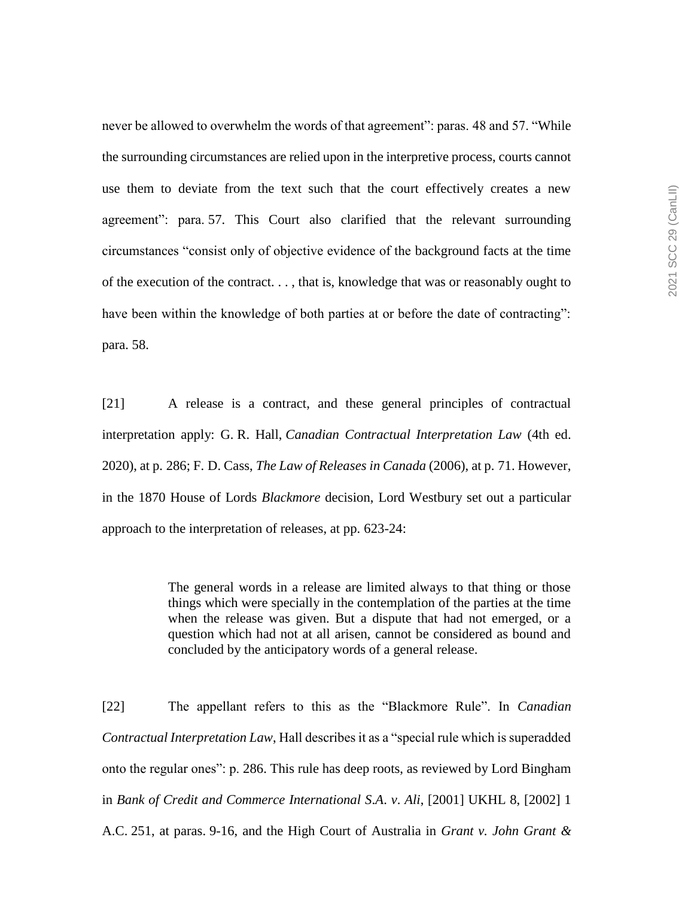never be allowed to overwhelm the words of that agreement": paras. 48 and 57. "While the surrounding circumstances are relied upon in the interpretive process, courts cannot use them to deviate from the text such that the court effectively creates a new agreement": para. 57. This Court also clarified that the relevant surrounding circumstances "consist only of objective evidence of the background facts at the time of the execution of the contract. . . , that is, knowledge that was or reasonably ought to have been within the knowledge of both parties at or before the date of contracting": para. 58.

[21] A release is a contract, and these general principles of contractual interpretation apply: G. R. Hall, *Canadian Contractual Interpretation Law* (4th ed. 2020), at p. 286; F. D. Cass, *The Law of Releases in Canada* (2006), at p. 71. However, in the 1870 House of Lords *Blackmore* decision, Lord Westbury set out a particular approach to the interpretation of releases, at pp. 623-24:

> The general words in a release are limited always to that thing or those things which were specially in the contemplation of the parties at the time when the release was given. But a dispute that had not emerged, or a question which had not at all arisen, cannot be considered as bound and concluded by the anticipatory words of a general release.

[22] The appellant refers to this as the "Blackmore Rule". In *Canadian Contractual Interpretation Law*, Hall describes it as a "special rule which is superadded onto the regular ones": p. 286. This rule has deep roots, as reviewed by Lord Bingham in *Bank of Credit and Commerce International S.A. v. Ali*, [2001] UKHL 8, [2002] 1 A.C. 251, at paras. 9-16, and the High Court of Australia in *Grant v. John Grant &*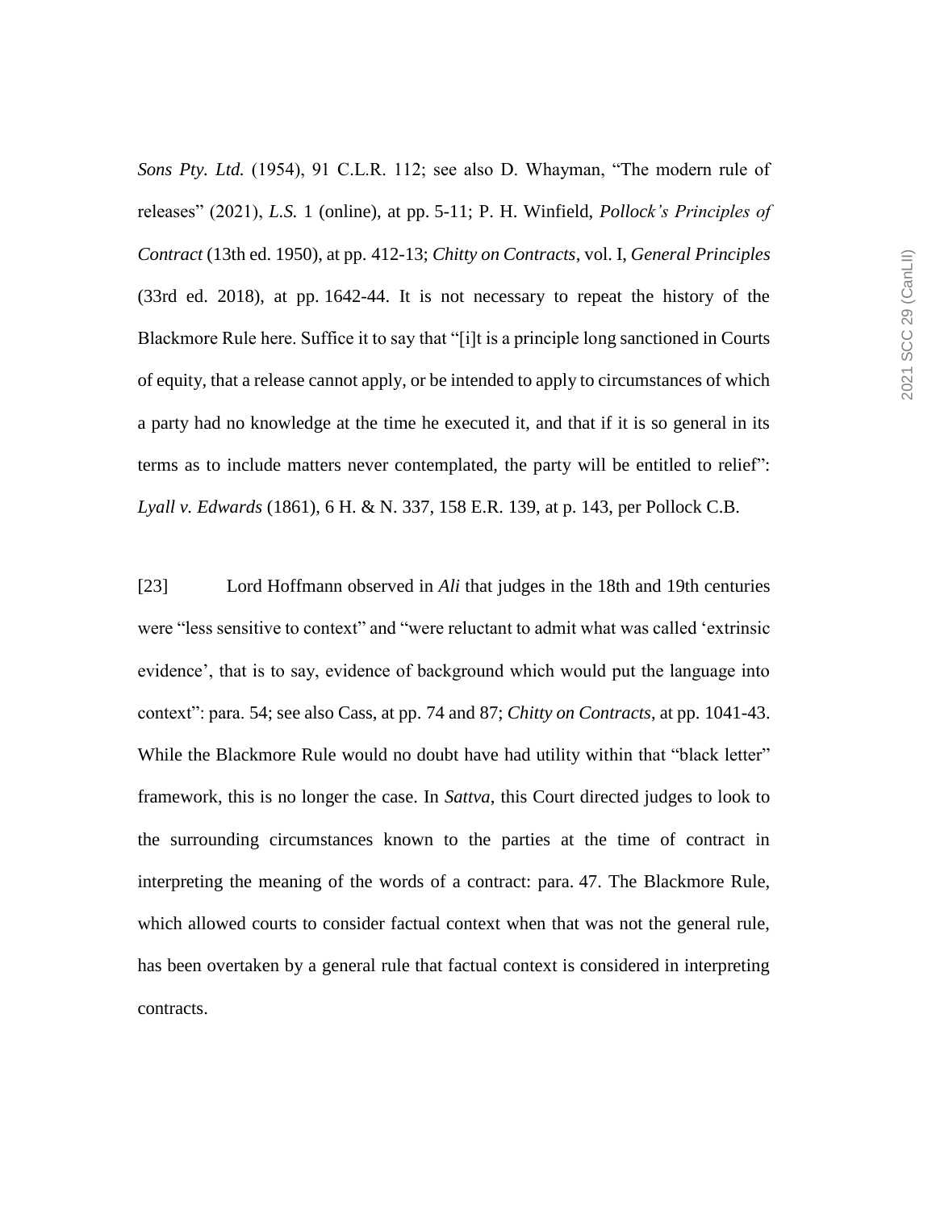*Sons Pty. Ltd.* (1954), 91 C.L.R. 112; see also D. Whayman, "The modern rule of releases" (2021), *L.S.* 1 (online), at pp. 5-11; P. H. Winfield, *Pollock's Principles of Contract* (13th ed. 1950), at pp. 412-13; *Chitty on Contracts*, vol. I, *General Principles* (33rd ed. 2018), at pp. 1642-44. It is not necessary to repeat the history of the Blackmore Rule here. Suffice it to say that "[i]t is a principle long sanctioned in Courts of equity, that a release cannot apply, or be intended to apply to circumstances of which a party had no knowledge at the time he executed it, and that if it is so general in its terms as to include matters never contemplated, the party will be entitled to relief": *Lyall v. Edwards* (1861), 6 H. & N. 337, 158 E.R. 139, at p. 143, per Pollock C.B.

[23] Lord Hoffmann observed in *Ali* that judges in the 18th and 19th centuries were "less sensitive to context" and "were reluctant to admit what was called 'extrinsic evidence', that is to say, evidence of background which would put the language into context": para. 54; see also Cass, at pp. 74 and 87; *Chitty on Contracts*, at pp. 1041-43. While the Blackmore Rule would no doubt have had utility within that "black letter" framework, this is no longer the case. In *Sattva*, this Court directed judges to look to the surrounding circumstances known to the parties at the time of contract in interpreting the meaning of the words of a contract: para. 47. The Blackmore Rule, which allowed courts to consider factual context when that was not the general rule, has been overtaken by a general rule that factual context is considered in interpreting contracts.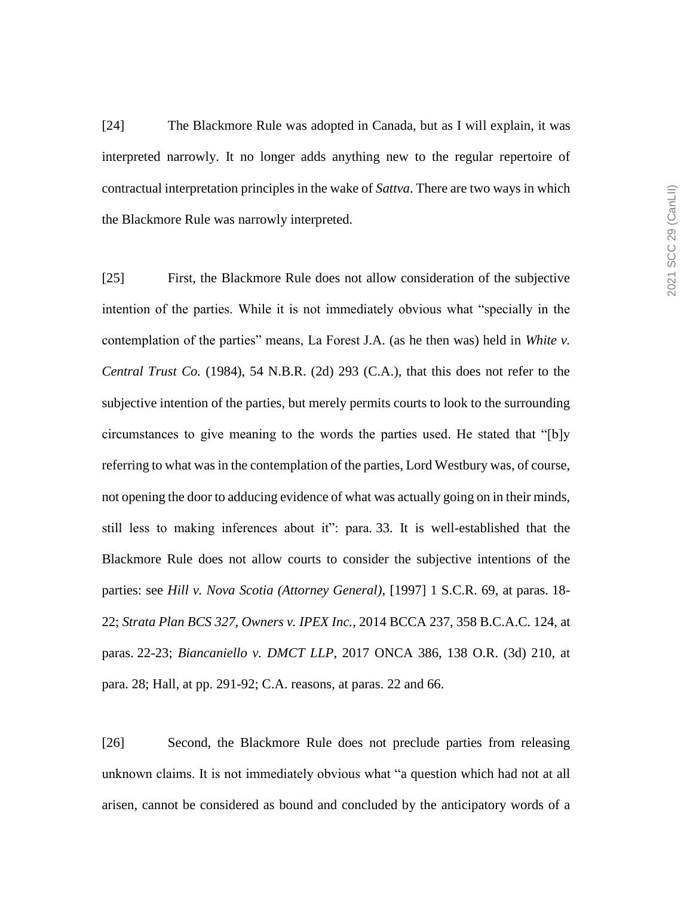[24] The Blackmore Rule was adopted in Canada, but as I will explain, it was interpreted narrowly. It no longer adds anything new to the regular repertoire of contractual interpretation principles in the wake of *Sattva*. There are two ways in which the Blackmore Rule was narrowly interpreted.

[25] First, the Blackmore Rule does not allow consideration of the subjective intention of the parties. While it is not immediately obvious what "specially in the contemplation of the parties" means, La Forest J.A. (as he then was) held in *White v. Central Trust Co.* (1984), 54 N.B.R. (2d) 293 (C.A.), that this does not refer to the subjective intention of the parties, but merely permits courts to look to the surrounding circumstances to give meaning to the words the parties used. He stated that "[b]y referring to what was in the contemplation of the parties, Lord Westbury was, of course, not opening the door to adducing evidence of what was actually going on in their minds, still less to making inferences about it": para. 33. It is well-established that the Blackmore Rule does not allow courts to consider the subjective intentions of the parties: see *Hill v. Nova Scotia (Attorney General)*, [1997] 1 S.C.R. 69, at paras. 18-22; *Strata Plan BCS 327, Owners v. IPEX Inc.*, 2014 BCCA 237, 358 B.C.A.C. 124, at paras. 22-23; *Biancaniello v. DMCT LLP*, 2017 ONCA 386, 138 O.R. (3d) 210, at para. 28; Hall, at pp. 291-92; C.A. reasons, at paras. 22 and 66.

[26] Second, the Blackmore Rule does not preclude parties from releasing unknown claims. It is not immediately obvious what "a question which had not at all arisen, cannot be considered as bound and concluded by the anticipatory words of a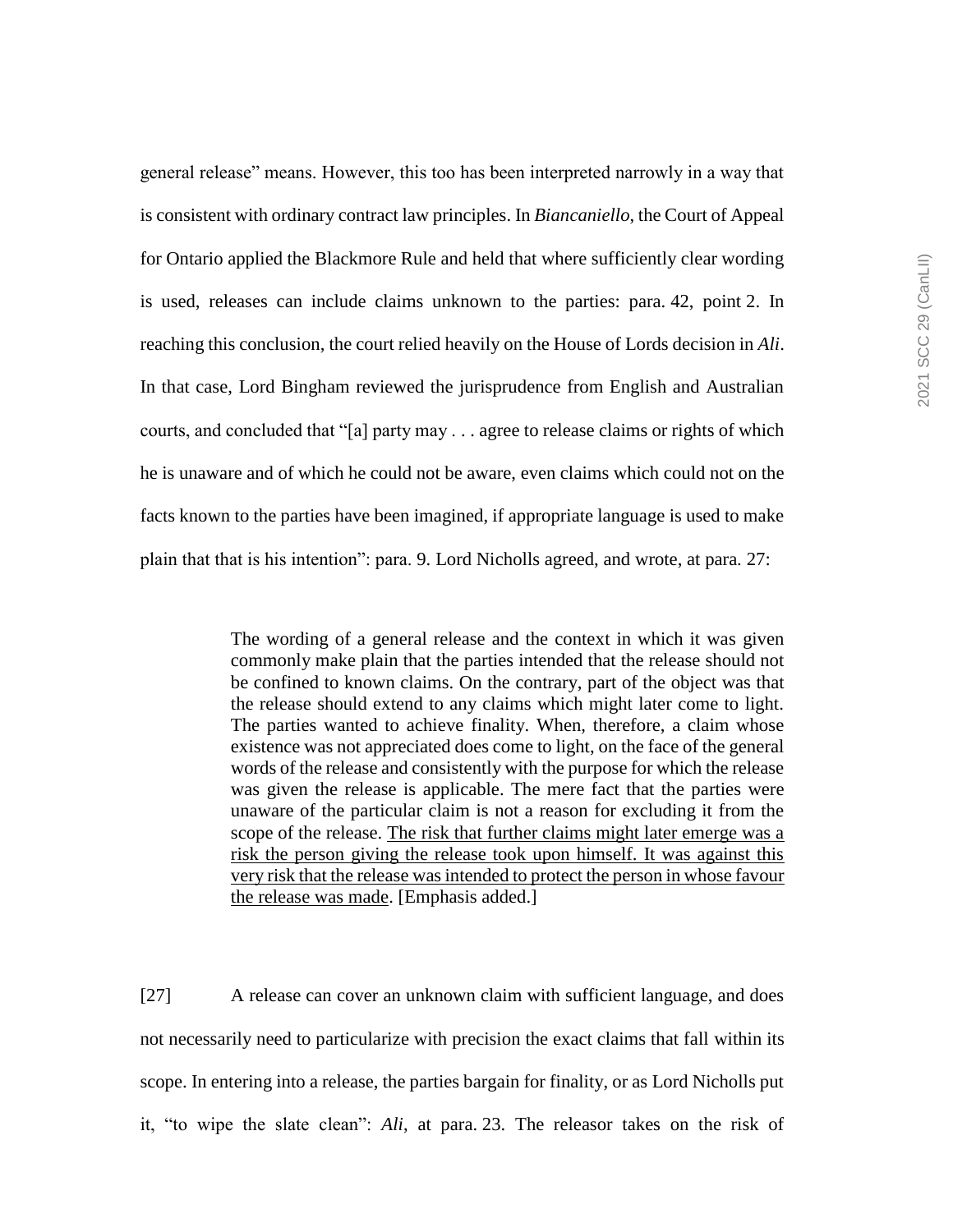general release" means. However, this too has been interpreted narrowly in a way that is consistent with ordinary contract law principles. In *Biancaniello*, the Court of Appeal for Ontario applied the Blackmore Rule and held that where sufficiently clear wording is used, releases can include claims unknown to the parties: para. 42, point 2. In reaching this conclusion, the court relied heavily on the House of Lords decision in *Ali*. In that case, Lord Bingham reviewed the jurisprudence from English and Australian courts, and concluded that "[a] party may . . . agree to release claims or rights of which he is unaware and of which he could not be aware, even claims which could not on the facts known to the parties have been imagined, if appropriate language is used to make plain that that is his intention": para. 9. Lord Nicholls agreed, and wrote, at para. 27:

> The wording of a general release and the context in which it was given commonly make plain that the parties intended that the release should not be confined to known claims. On the contrary, part of the object was that the release should extend to any claims which might later come to light. The parties wanted to achieve finality. When, therefore, a claim whose existence was not appreciated does come to light, on the face of the general words of the release and consistently with the purpose for which the release was given the release is applicable. The mere fact that the parties were unaware of the particular claim is not a reason for excluding it from the scope of the release. <u>The risk that further claims might later emerge was a risk the person giving the release took upon himself. It was against this very risk that the release was intended to protect the person in whose favour the release was made</u>. [Emphasis added.]

[27] A release can cover an unknown claim with sufficient language, and does not necessarily need to particularize with precision the exact claims that fall within its scope. In entering into a release, the parties bargain for finality, or as Lord Nicholls put it, "to wipe the slate clean": *Ali*, at para. 23. The releasor takes on the risk of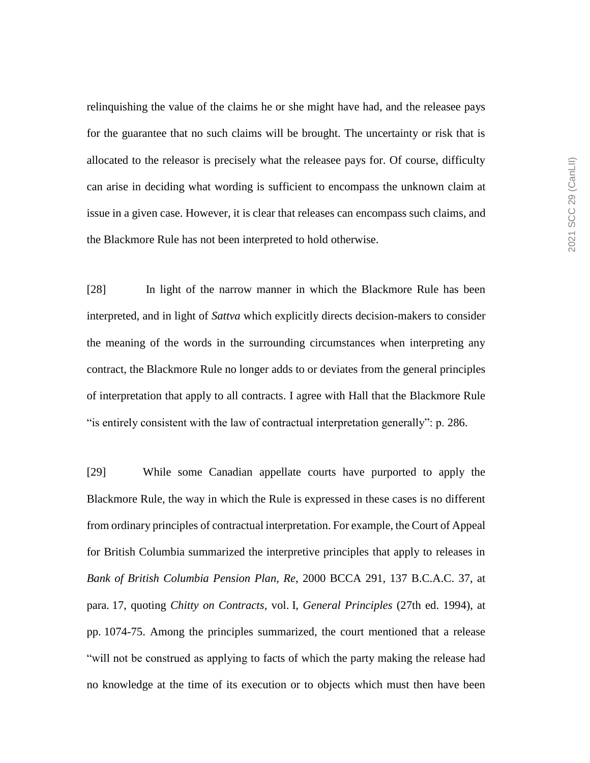relinquishing the value of the claims he or she might have had, and the releasee pays for the guarantee that no such claims will be brought. The uncertainty or risk that is allocated to the releasor is precisely what the releasee pays for. Of course, difficulty can arise in deciding what wording is sufficient to encompass the unknown claim at issue in a given case. However, it is clear that releases can encompass such claims, and the Blackmore Rule has not been interpreted to hold otherwise.

[28] In light of the narrow manner in which the Blackmore Rule has been interpreted, and in light of *Sattva* which explicitly directs decision-makers to consider the meaning of the words in the surrounding circumstances when interpreting any contract, the Blackmore Rule no longer adds to or deviates from the general principles of interpretation that apply to all contracts. I agree with Hall that the Blackmore Rule "is entirely consistent with the law of contractual interpretation generally": p. 286.

[29] While some Canadian appellate courts have purported to apply the Blackmore Rule, the way in which the Rule is expressed in these cases is no different from ordinary principles of contractual interpretation. For example, the Court of Appeal for British Columbia summarized the interpretive principles that apply to releases in *Bank of British Columbia Pension Plan, Re*, 2000 BCCA 291, 137 B.C.A.C. 37, at para. 17, quoting *Chitty on Contracts*, vol. I, *General Principles* (27th ed. 1994), at pp. 1074-75. Among the principles summarized, the court mentioned that a release "will not be construed as applying to facts of which the party making the release had no knowledge at the time of its execution or to objects which must then have been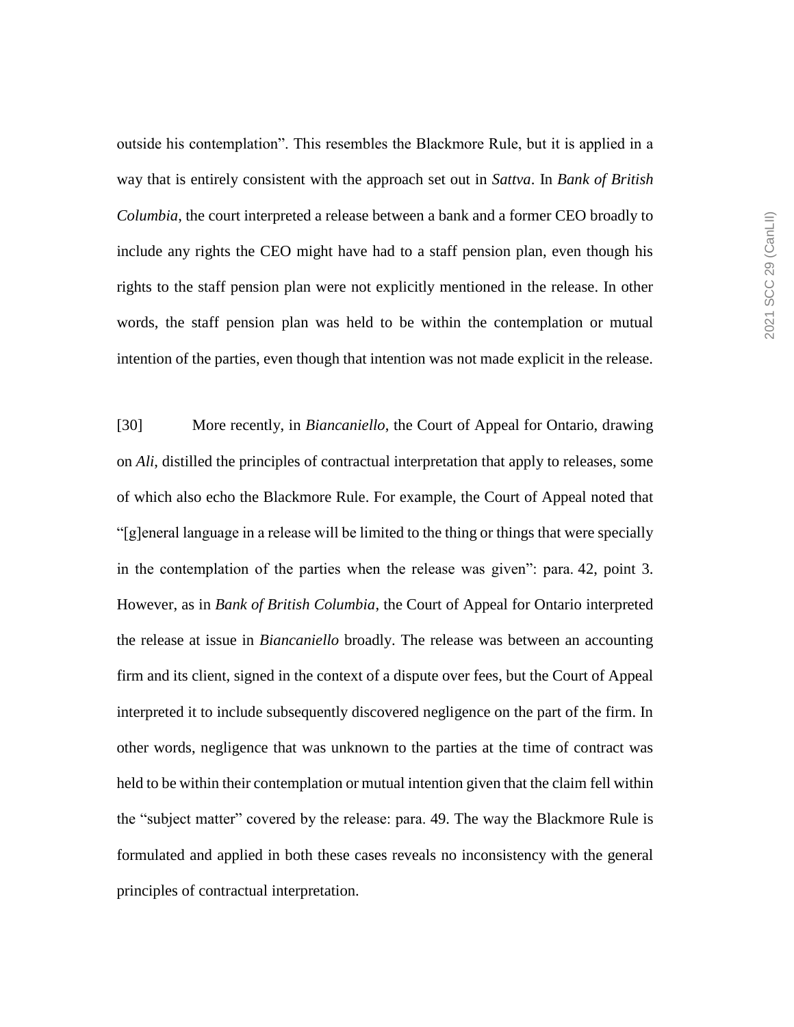outside his contemplation". This resembles the Blackmore Rule, but it is applied in a way that is entirely consistent with the approach set out in *Sattva*. In *Bank of British Columbia*, the court interpreted a release between a bank and a former CEO broadly to include any rights the CEO might have had to a staff pension plan, even though his rights to the staff pension plan were not explicitly mentioned in the release. In other words, the staff pension plan was held to be within the contemplation or mutual intention of the parties, even though that intention was not made explicit in the release.

[30] More recently, in *Biancaniello*, the Court of Appeal for Ontario, drawing on *Ali*, distilled the principles of contractual interpretation that apply to releases, some of which also echo the Blackmore Rule. For example, the Court of Appeal noted that "[g]eneral language in a release will be limited to the thing or things that were specially in the contemplation of the parties when the release was given": para. 42, point 3. However, as in *Bank of British Columbia*, the Court of Appeal for Ontario interpreted the release at issue in *Biancaniello* broadly. The release was between an accounting firm and its client, signed in the context of a dispute over fees, but the Court of Appeal interpreted it to include subsequently discovered negligence on the part of the firm. In other words, negligence that was unknown to the parties at the time of contract was held to be within their contemplation or mutual intention given that the claim fell within the "subject matter" covered by the release: para. 49. The way the Blackmore Rule is formulated and applied in both these cases reveals no inconsistency with the general principles of contractual interpretation.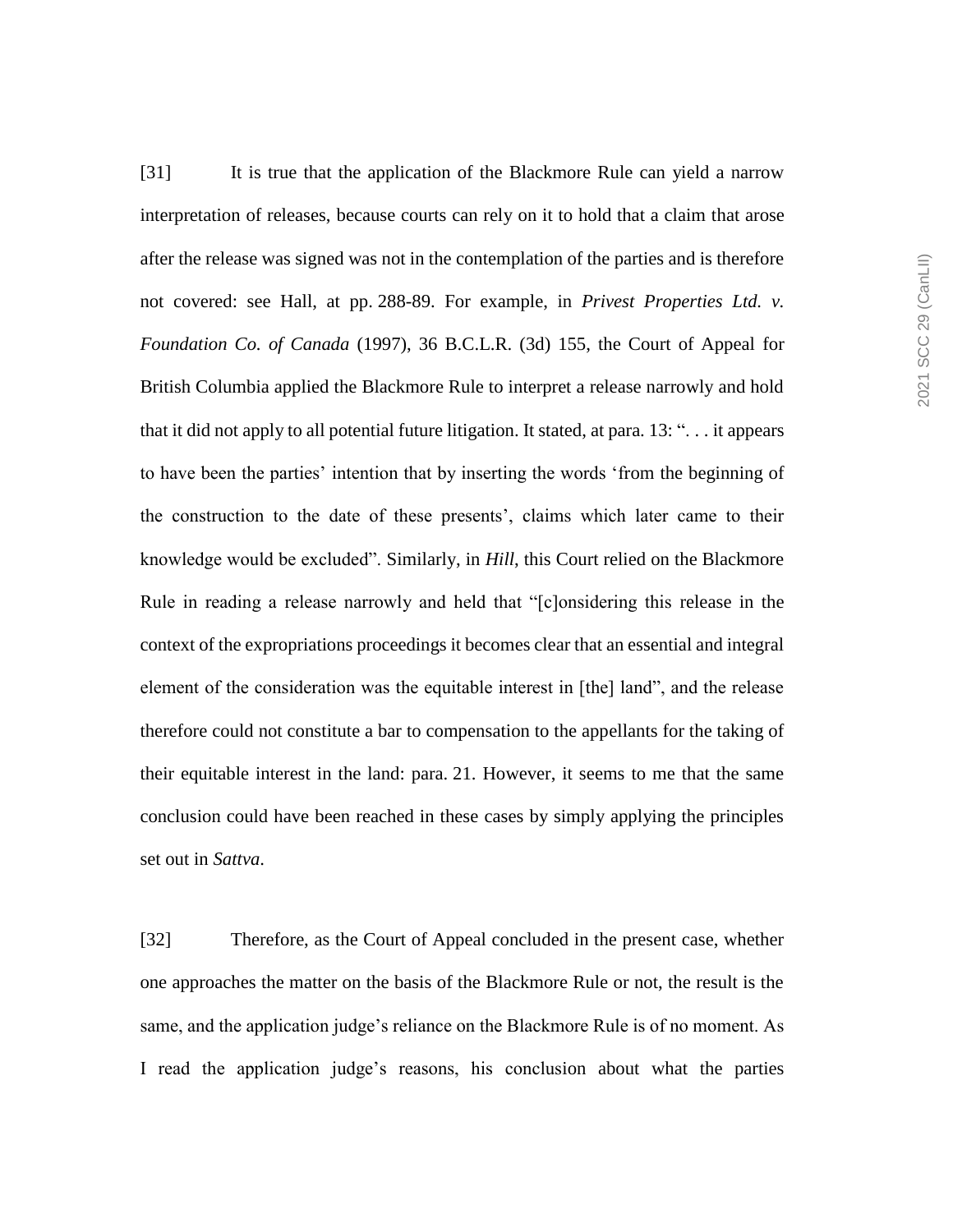[31] It is true that the application of the Blackmore Rule can yield a narrow interpretation of releases, because courts can rely on it to hold that a claim that arose after the release was signed was not in the contemplation of the parties and is therefore not covered: see Hall, at pp. 288-89. For example, in *Privest Properties Ltd. v. Foundation Co. of Canada* (1997), 36 B.C.L.R. (3d) 155, the Court of Appeal for British Columbia applied the Blackmore Rule to interpret a release narrowly and hold that it did not apply to all potential future litigation. It stated, at para. 13: ". . . it appears to have been the parties' intention that by inserting the words 'from the beginning of the construction to the date of these presents', claims which later came to their knowledge would be excluded". Similarly, in *Hill*, this Court relied on the Blackmore Rule in reading a release narrowly and held that "[c]onsidering this release in the context of the expropriations proceedings it becomes clear that an essential and integral element of the consideration was the equitable interest in [the] land", and the release therefore could not constitute a bar to compensation to the appellants for the taking of their equitable interest in the land: para. 21. However, it seems to me that the same conclusion could have been reached in these cases by simply applying the principles set out in *Sattva*.

[32] Therefore, as the Court of Appeal concluded in the present case, whether one approaches the matter on the basis of the Blackmore Rule or not, the result is the same, and the application judge's reliance on the Blackmore Rule is of no moment. As I read the application judge's reasons, his conclusion about what the parties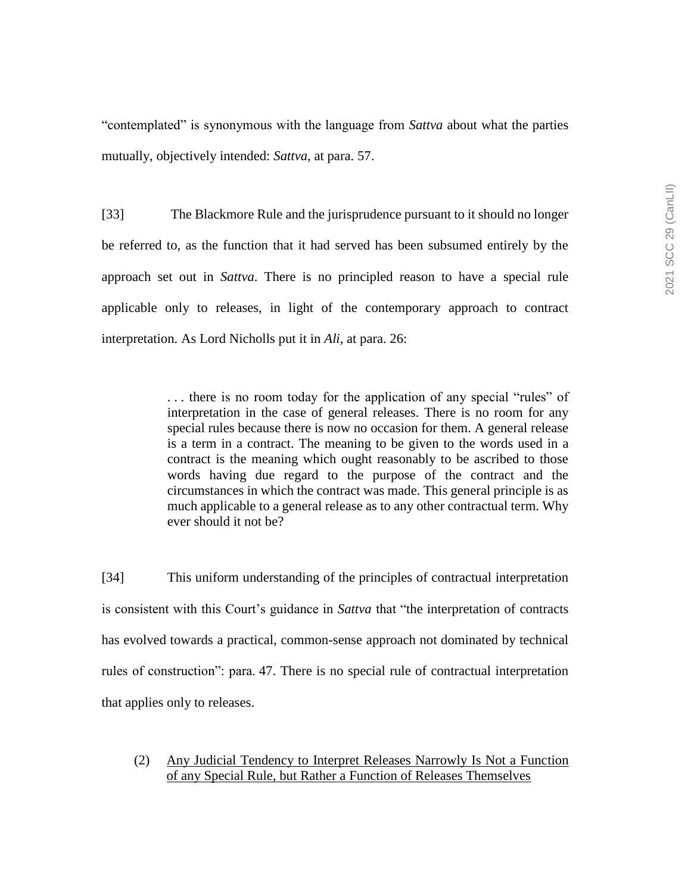"contemplated" is synonymous with the language from *Sattva* about what the parties mutually, objectively intended: *Sattva*, at para. 57.

[33] The Blackmore Rule and the jurisprudence pursuant to it should no longer be referred to, as the function that it had served has been subsumed entirely by the approach set out in *Sattva*. There is no principled reason to have a special rule applicable only to releases, in light of the contemporary approach to contract interpretation. As Lord Nicholls put it in *Ali*, at para. 26:

> . . . there is no room today for the application of any special "rules" of interpretation in the case of general releases. There is no room for any special rules because there is now no occasion for them. A general release is a term in a contract. The meaning to be given to the words used in a contract is the meaning which ought reasonably to be ascribed to those words having due regard to the purpose of the contract and the circumstances in which the contract was made. This general principle is as much applicable to a general release as to any other contractual term. Why ever should it not be?

[34] This uniform understanding of the principles of contractual interpretation is consistent with this Court's guidance in *Sattva* that "the interpretation of contracts has evolved towards a practical, common-sense approach not dominated by technical rules of construction": para. 47. There is no special rule of contractual interpretation that applies only to releases.

(2) <u>Any Judicial Tendency to Interpret Releases Narrowly Is Not a Function of any Special Rule, but Rather a Function of Releases Themselves</u>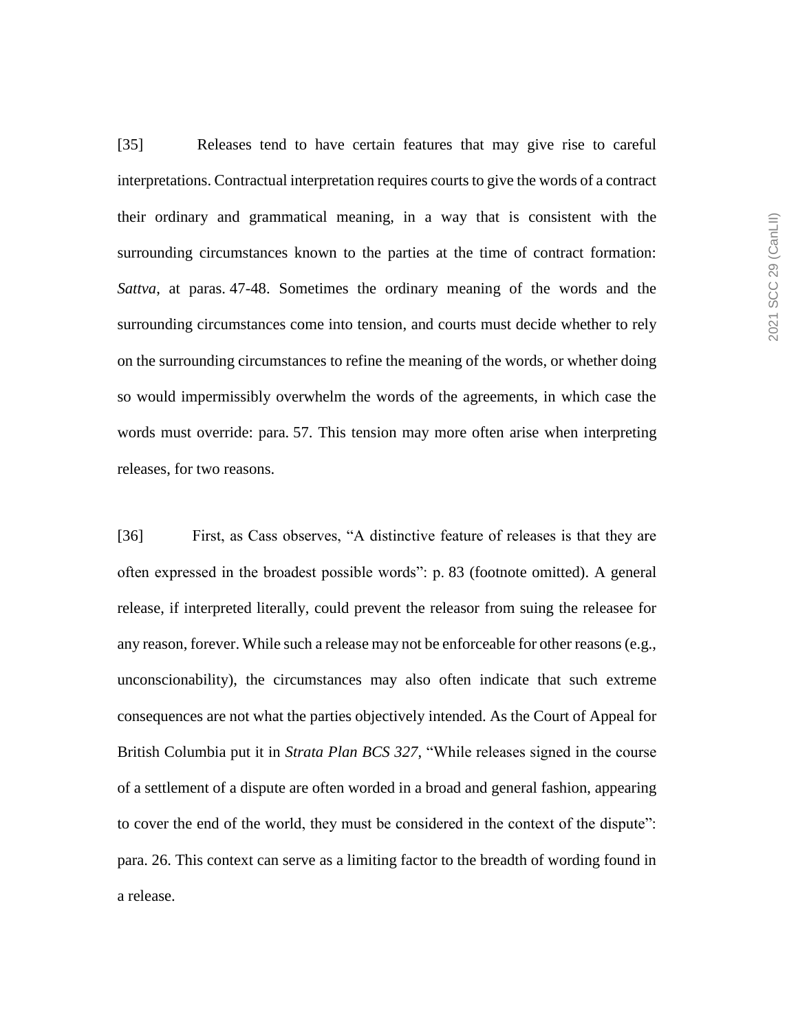[35] Releases tend to have certain features that may give rise to careful interpretations. Contractual interpretation requires courts to give the words of a contract their ordinary and grammatical meaning, in a way that is consistent with the surrounding circumstances known to the parties at the time of contract formation: *Sattva*, at paras. 47-48. Sometimes the ordinary meaning of the words and the surrounding circumstances come into tension, and courts must decide whether to rely on the surrounding circumstances to refine the meaning of the words, or whether doing so would impermissibly overwhelm the words of the agreements, in which case the words must override: para. 57. This tension may more often arise when interpreting releases, for two reasons.

[36] First, as Cass observes, "A distinctive feature of releases is that they are often expressed in the broadest possible words": p. 83 (footnote omitted). A general release, if interpreted literally, could prevent the releasor from suing the releasee for any reason, forever. While such a release may not be enforceable for other reasons (e.g., unconscionability), the circumstances may also often indicate that such extreme consequences are not what the parties objectively intended. As the Court of Appeal for British Columbia put it in *Strata Plan BCS 327*, "While releases signed in the course of a settlement of a dispute are often worded in a broad and general fashion, appearing to cover the end of the world, they must be considered in the context of the dispute": para. 26. This context can serve as a limiting factor to the breadth of wording found in a release.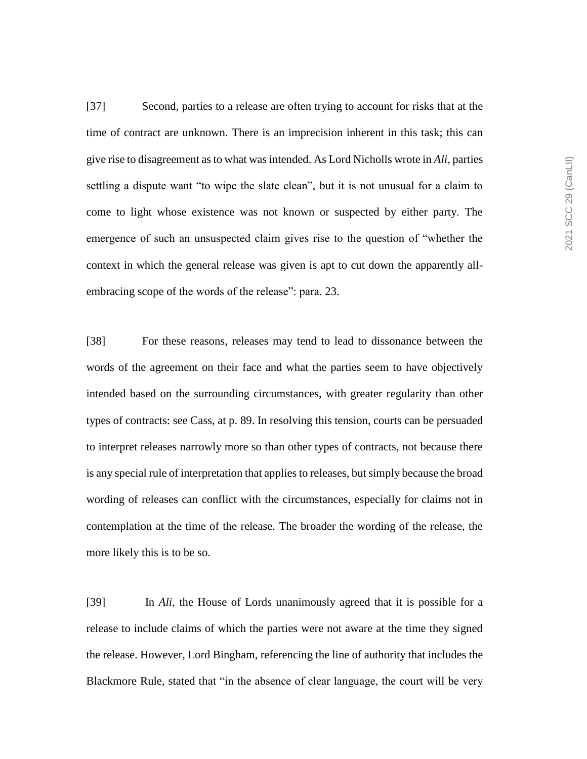[37] Second, parties to a release are often trying to account for risks that at the time of contract are unknown. There is an imprecision inherent in this task; this can give rise to disagreement as to what was intended. As Lord Nicholls wrote in *Ali*, parties settling a dispute want "to wipe the slate clean", but it is not unusual for a claim to come to light whose existence was not known or suspected by either party. The emergence of such an unsuspected claim gives rise to the question of "whether the context in which the general release was given is apt to cut down the apparently all-embracing scope of the words of the release": para. 23.

[38] For these reasons, releases may tend to lead to dissonance between the words of the agreement on their face and what the parties seem to have objectively intended based on the surrounding circumstances, with greater regularity than other types of contracts: see Cass, at p. 89. In resolving this tension, courts can be persuaded to interpret releases narrowly more so than other types of contracts, not because there is any special rule of interpretation that applies to releases, but simply because the broad wording of releases can conflict with the circumstances, especially for claims not in contemplation at the time of the release. The broader the wording of the release, the more likely this is to be so.

[39] In *Ali*, the House of Lords unanimously agreed that it is possible for a release to include claims of which the parties were not aware at the time they signed the release. However, Lord Bingham, referencing the line of authority that includes the Blackmore Rule, stated that "in the absence of clear language, the court will be very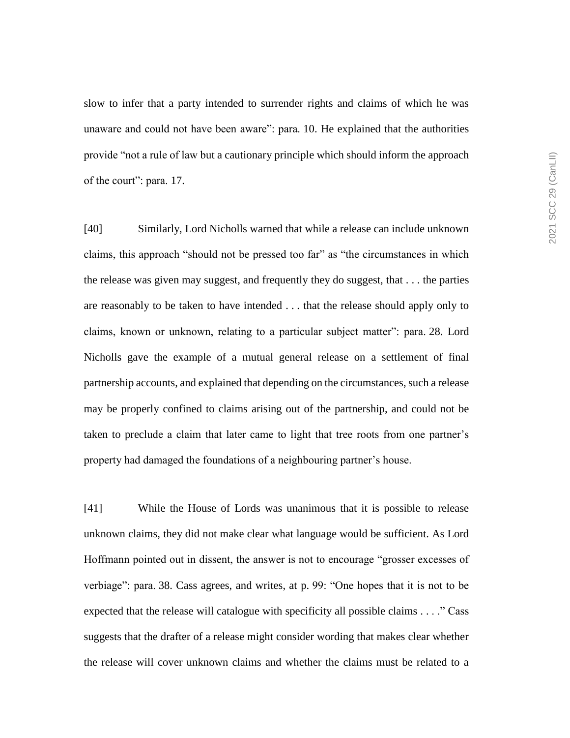slow to infer that a party intended to surrender rights and claims of which he was unaware and could not have been aware": para. 10. He explained that the authorities provide "not a rule of law but a cautionary principle which should inform the approach of the court": para. 17.

[40] Similarly, Lord Nicholls warned that while a release can include unknown claims, this approach "should not be pressed too far" as "the circumstances in which the release was given may suggest, and frequently they do suggest, that . . . the parties are reasonably to be taken to have intended . . . that the release should apply only to claims, known or unknown, relating to a particular subject matter": para. 28. Lord Nicholls gave the example of a mutual general release on a settlement of final partnership accounts, and explained that depending on the circumstances, such a release may be properly confined to claims arising out of the partnership, and could not be taken to preclude a claim that later came to light that tree roots from one partner's property had damaged the foundations of a neighbouring partner's house.

[41] While the House of Lords was unanimous that it is possible to release unknown claims, they did not make clear what language would be sufficient. As Lord Hoffmann pointed out in dissent, the answer is not to encourage "grosser excesses of verbiage": para. 38. Cass agrees, and writes, at p. 99: "One hopes that it is not to be expected that the release will catalogue with specificity all possible claims . . . ." Cass suggests that the drafter of a release might consider wording that makes clear whether the release will cover unknown claims and whether the claims must be related to a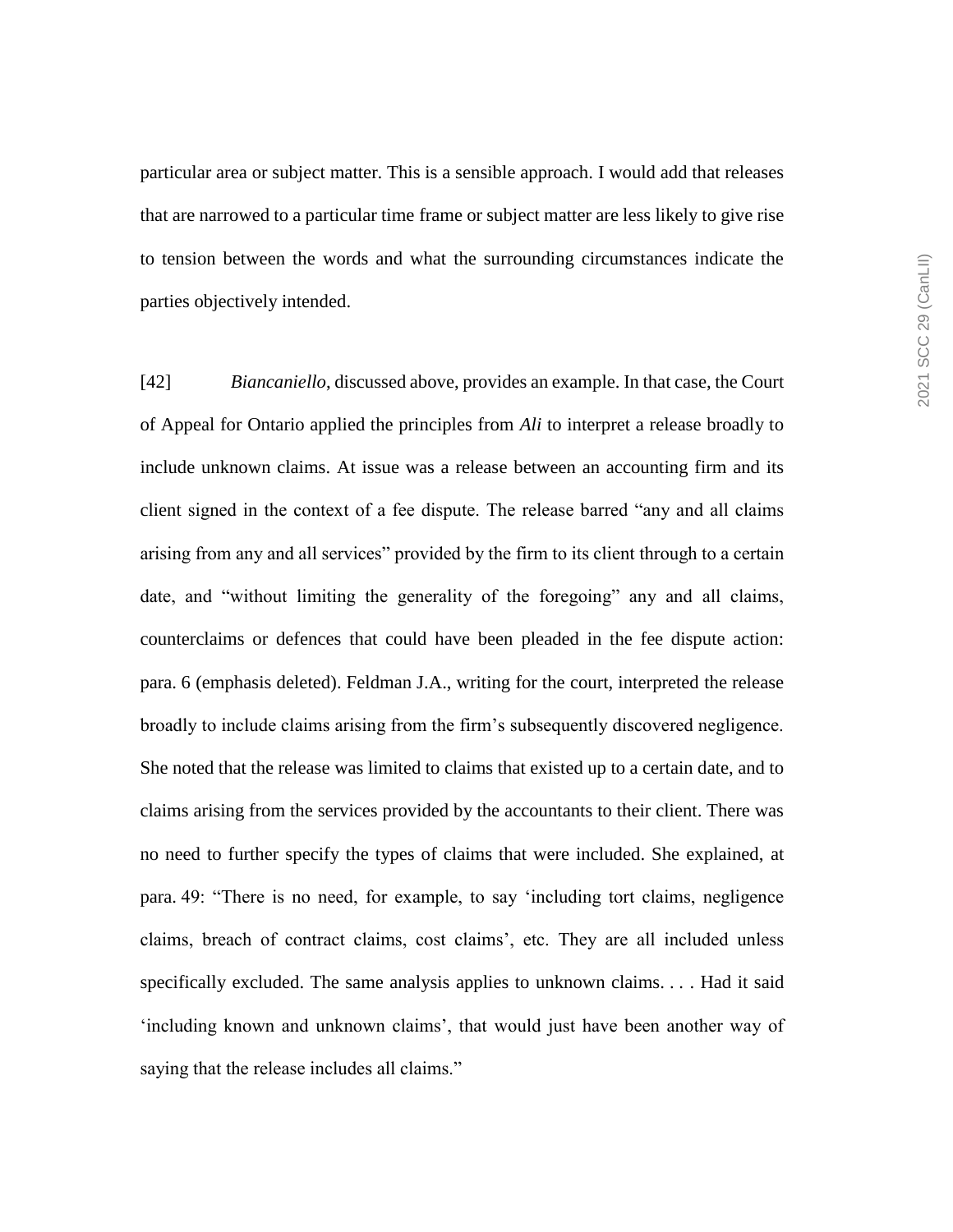particular area or subject matter. This is a sensible approach. I would add that releases that are narrowed to a particular time frame or subject matter are less likely to give rise to tension between the words and what the surrounding circumstances indicate the parties objectively intended.

[42] *Biancaniello*, discussed above, provides an example. In that case, the Court of Appeal for Ontario applied the principles from *Ali* to interpret a release broadly to include unknown claims. At issue was a release between an accounting firm and its client signed in the context of a fee dispute. The release barred "any and all claims arising from any and all services" provided by the firm to its client through to a certain date, and "without limiting the generality of the foregoing" any and all claims, counterclaims or defences that could have been pleaded in the fee dispute action: para. 6 (emphasis deleted). Feldman J.A., writing for the court, interpreted the release broadly to include claims arising from the firm's subsequently discovered negligence. She noted that the release was limited to claims that existed up to a certain date, and to claims arising from the services provided by the accountants to their client. There was no need to further specify the types of claims that were included. She explained, at para. 49: "There is no need, for example, to say 'including tort claims, negligence claims, breach of contract claims, cost claims', etc. They are all included unless specifically excluded. The same analysis applies to unknown claims. . . . Had it said 'including known and unknown claims', that would just have been another way of saying that the release includes all claims."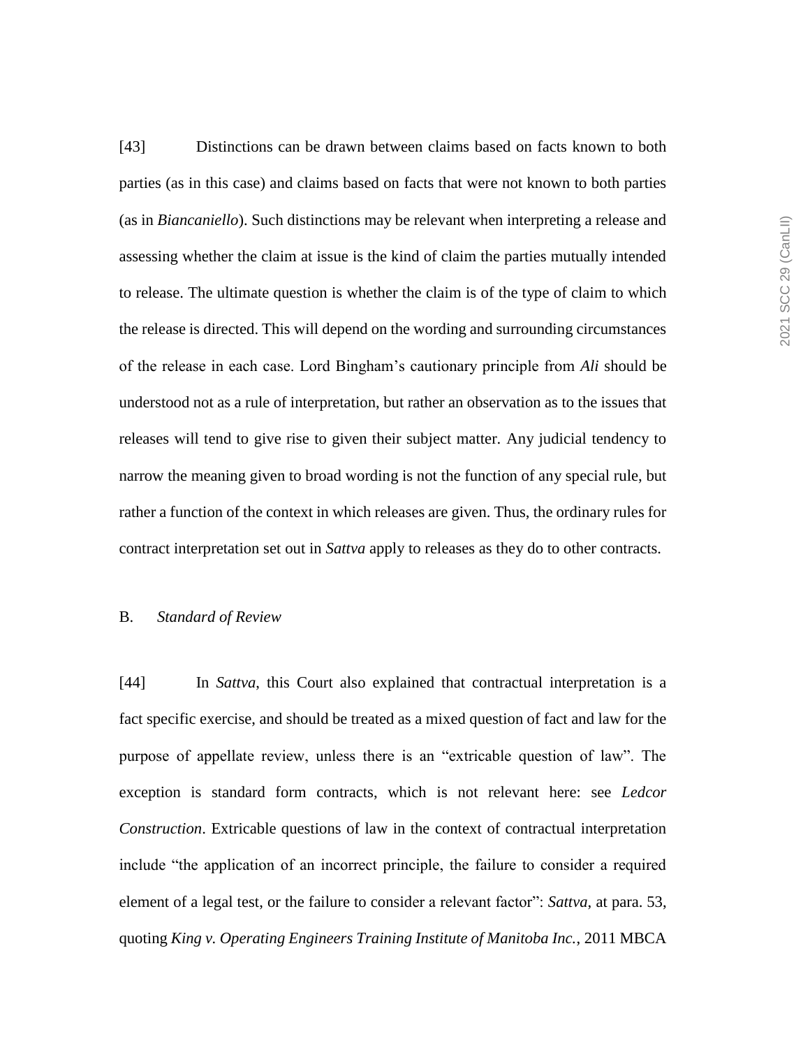[43] Distinctions can be drawn between claims based on facts known to both parties (as in this case) and claims based on facts that were not known to both parties (as in *Biancaniello*). Such distinctions may be relevant when interpreting a release and assessing whether the claim at issue is the kind of claim the parties mutually intended to release. The ultimate question is whether the claim is of the type of claim to which the release is directed. This will depend on the wording and surrounding circumstances of the release in each case. Lord Bingham's cautionary principle from *Ali* should be understood not as a rule of interpretation, but rather an observation as to the issues that releases will tend to give rise to given their subject matter. Any judicial tendency to narrow the meaning given to broad wording is not the function of any special rule, but rather a function of the context in which releases are given. Thus, the ordinary rules for contract interpretation set out in *Sattva* apply to releases as they do to other contracts.

## B. *Standard of Review*

[44] In *Sattva*, this Court also explained that contractual interpretation is a fact specific exercise, and should be treated as a mixed question of fact and law for the purpose of appellate review, unless there is an "extricable question of law". The exception is standard form contracts, which is not relevant here: see *Ledcor Construction*. Extricable questions of law in the context of contractual interpretation include "the application of an incorrect principle, the failure to consider a required element of a legal test, or the failure to consider a relevant factor": *Sattva*, at para. 53, quoting *King v. Operating Engineers Training Institute of Manitoba Inc.*, 2011 MBCA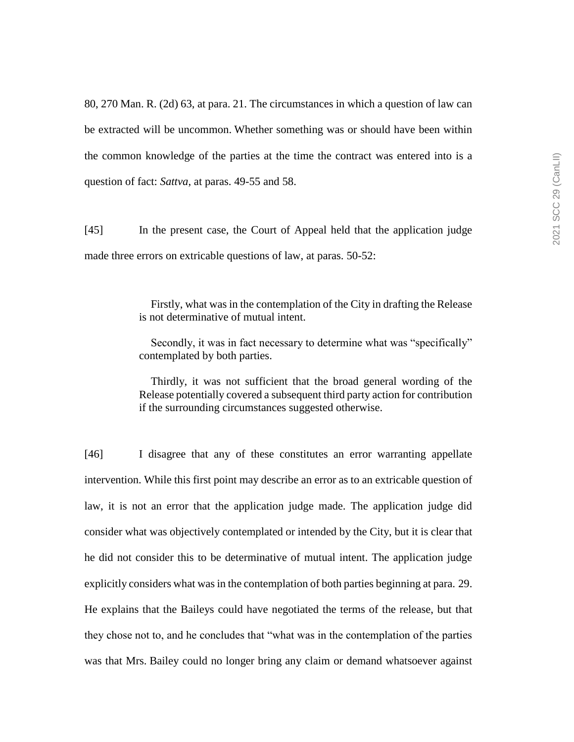80, 270 Man. R. (2d) 63, at para. 21. The circumstances in which a question of law can be extracted will be uncommon. Whether something was or should have been within the common knowledge of the parties at the time the contract was entered into is a question of fact: *Sattva*, at paras. 49-55 and 58.

[45] In the present case, the Court of Appeal held that the application judge made three errors on extricable questions of law, at paras. 50-52:

> Firstly, what was in the contemplation of the City in drafting the Release is not determinative of mutual intent.
>
> Secondly, it was in fact necessary to determine what was "specifically" contemplated by both parties.
>
> Thirdly, it was not sufficient that the broad general wording of the Release potentially covered a subsequent third party action for contribution if the surrounding circumstances suggested otherwise.

[46] I disagree that any of these constitutes an error warranting appellate intervention. While this first point may describe an error as to an extricable question of law, it is not an error that the application judge made. The application judge did consider what was objectively contemplated or intended by the City, but it is clear that he did not consider this to be determinative of mutual intent. The application judge explicitly considers what was in the contemplation of both parties beginning at para. 29. He explains that the Baileys could have negotiated the terms of the release, but that they chose not to, and he concludes that "what was in the contemplation of the parties was that Mrs. Bailey could no longer bring any claim or demand whatsoever against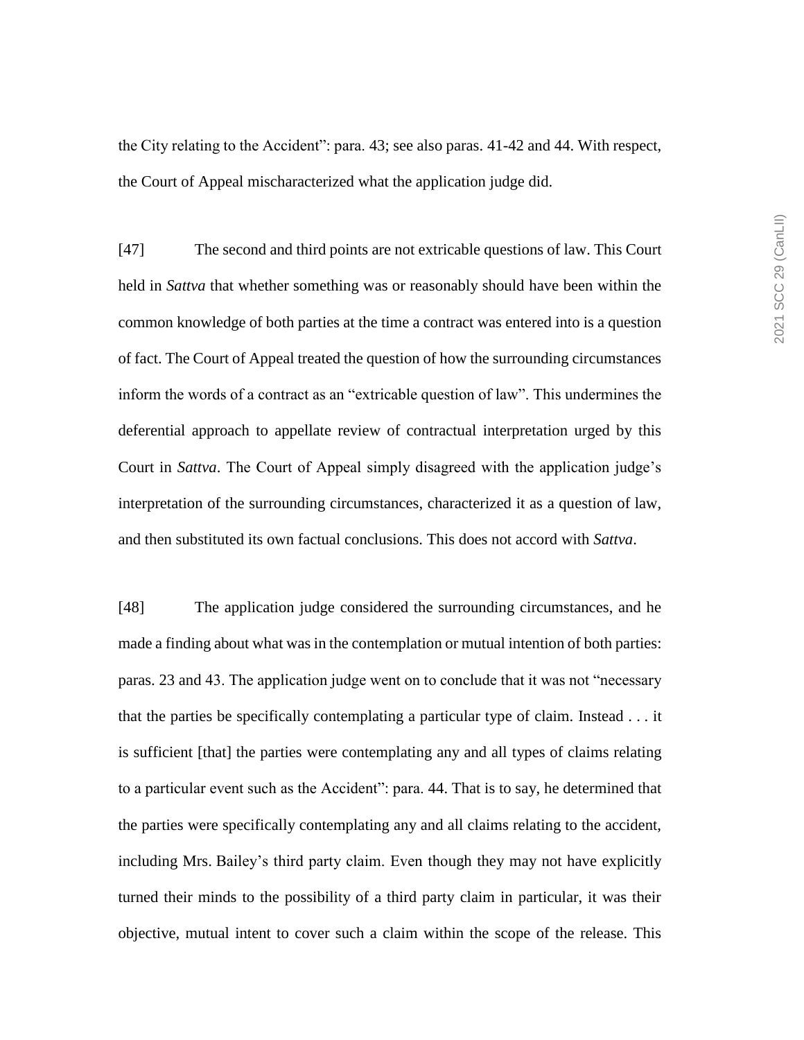the City relating to the Accident": para. 43; see also paras. 41-42 and 44. With respect, the Court of Appeal mischaracterized what the application judge did.

[47] The second and third points are not extricable questions of law. This Court held in *Sattva* that whether something was or reasonably should have been within the common knowledge of both parties at the time a contract was entered into is a question of fact. The Court of Appeal treated the question of how the surrounding circumstances inform the words of a contract as an "extricable question of law". This undermines the deferential approach to appellate review of contractual interpretation urged by this Court in *Sattva*. The Court of Appeal simply disagreed with the application judge's interpretation of the surrounding circumstances, characterized it as a question of law, and then substituted its own factual conclusions. This does not accord with *Sattva*.

[48] The application judge considered the surrounding circumstances, and he made a finding about what was in the contemplation or mutual intention of both parties: paras. 23 and 43. The application judge went on to conclude that it was not "necessary that the parties be specifically contemplating a particular type of claim. Instead . . . it is sufficient [that] the parties were contemplating any and all types of claims relating to a particular event such as the Accident": para. 44. That is to say, he determined that the parties were specifically contemplating any and all claims relating to the accident, including Mrs. Bailey's third party claim. Even though they may not have explicitly turned their minds to the possibility of a third party claim in particular, it was their objective, mutual intent to cover such a claim within the scope of the release. This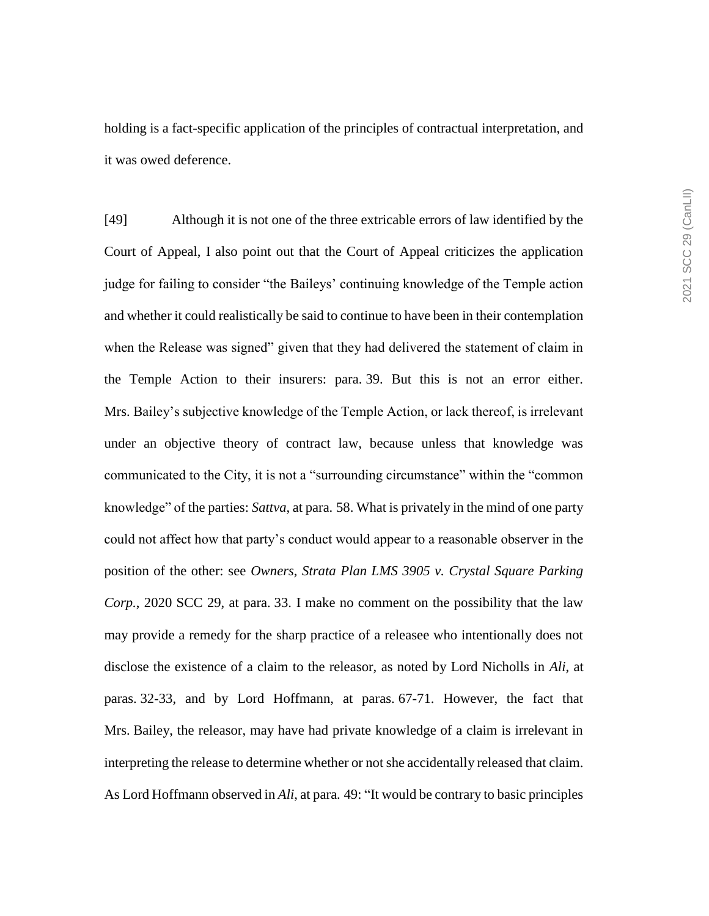holding is a fact-specific application of the principles of contractual interpretation, and it was owed deference.

[49] Although it is not one of the three extricable errors of law identified by the Court of Appeal, I also point out that the Court of Appeal criticizes the application judge for failing to consider "the Baileys' continuing knowledge of the Temple action and whether it could realistically be said to continue to have been in their contemplation when the Release was signed" given that they had delivered the statement of claim in the Temple Action to their insurers: para. 39. But this is not an error either. Mrs. Bailey's subjective knowledge of the Temple Action, or lack thereof, is irrelevant under an objective theory of contract law, because unless that knowledge was communicated to the City, it is not a "surrounding circumstance" within the "common knowledge" of the parties: *Sattva*, at para. 58. What is privately in the mind of one party could not affect how that party's conduct would appear to a reasonable observer in the position of the other: see *Owners, Strata Plan LMS 3905 v. Crystal Square Parking Corp.*, 2020 SCC 29, at para. 33. I make no comment on the possibility that the law may provide a remedy for the sharp practice of a releasee who intentionally does not disclose the existence of a claim to the releasor, as noted by Lord Nicholls in *Ali*, at paras. 32-33, and by Lord Hoffmann, at paras. 67-71. However, the fact that Mrs. Bailey, the releasor, may have had private knowledge of a claim is irrelevant in interpreting the release to determine whether or not she accidentally released that claim. As Lord Hoffmann observed in *Ali*, at para. 49: "It would be contrary to basic principles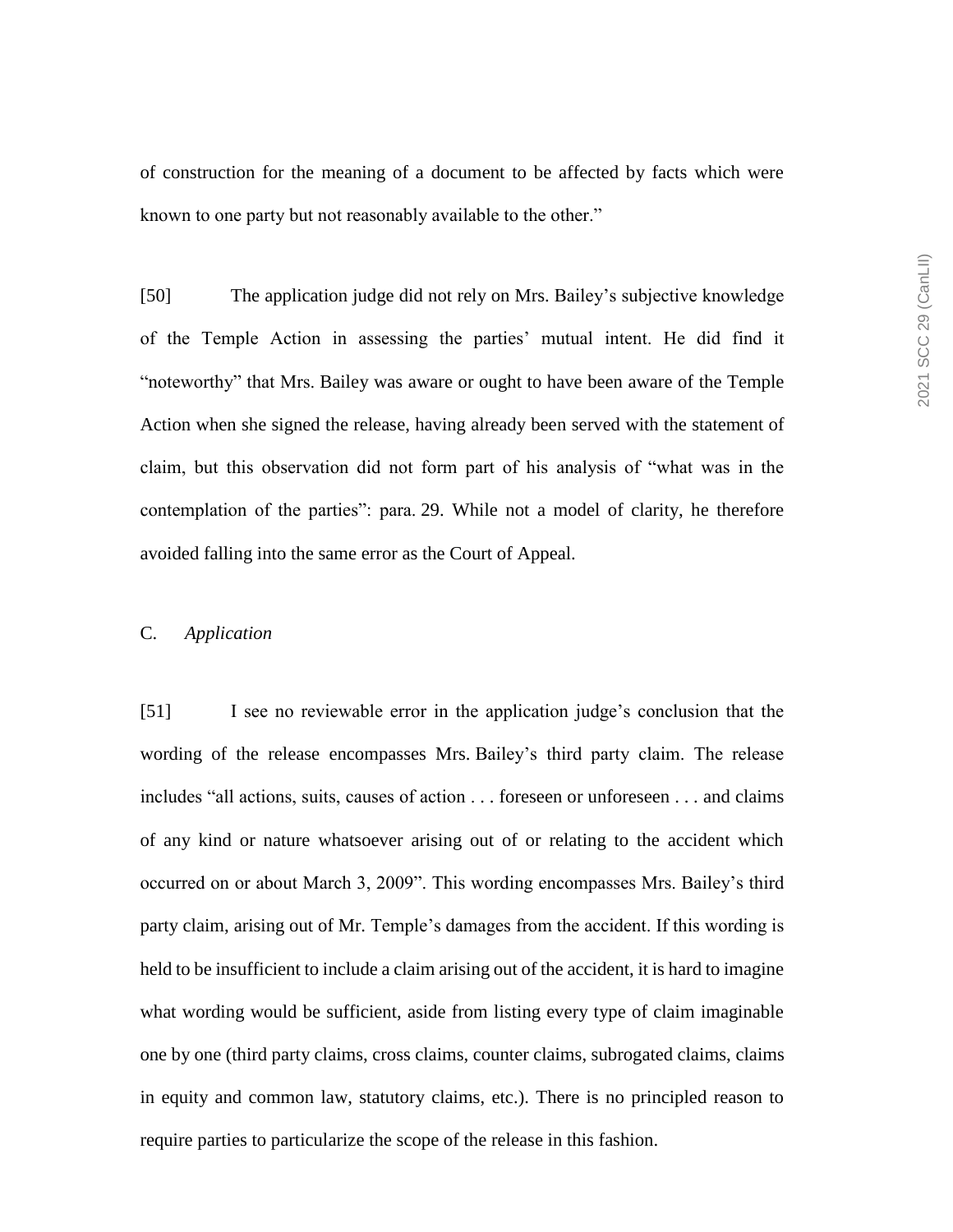of construction for the meaning of a document to be affected by facts which were known to one party but not reasonably available to the other."

[50] The application judge did not rely on Mrs. Bailey's subjective knowledge of the Temple Action in assessing the parties' mutual intent. He did find it "noteworthy" that Mrs. Bailey was aware or ought to have been aware of the Temple Action when she signed the release, having already been served with the statement of claim, but this observation did not form part of his analysis of "what was in the contemplation of the parties": para. 29. While not a model of clarity, he therefore avoided falling into the same error as the Court of Appeal.

### C. *Application*

[51] I see no reviewable error in the application judge's conclusion that the wording of the release encompasses Mrs. Bailey's third party claim. The release includes "all actions, suits, causes of action . . . foreseen or unforeseen . . . and claims of any kind or nature whatsoever arising out of or relating to the accident which occurred on or about March 3, 2009". This wording encompasses Mrs. Bailey's third party claim, arising out of Mr. Temple's damages from the accident. If this wording is held to be insufficient to include a claim arising out of the accident, it is hard to imagine what wording would be sufficient, aside from listing every type of claim imaginable one by one (third party claims, cross claims, counter claims, subrogated claims, claims in equity and common law, statutory claims, etc.). There is no principled reason to require parties to particularize the scope of the release in this fashion.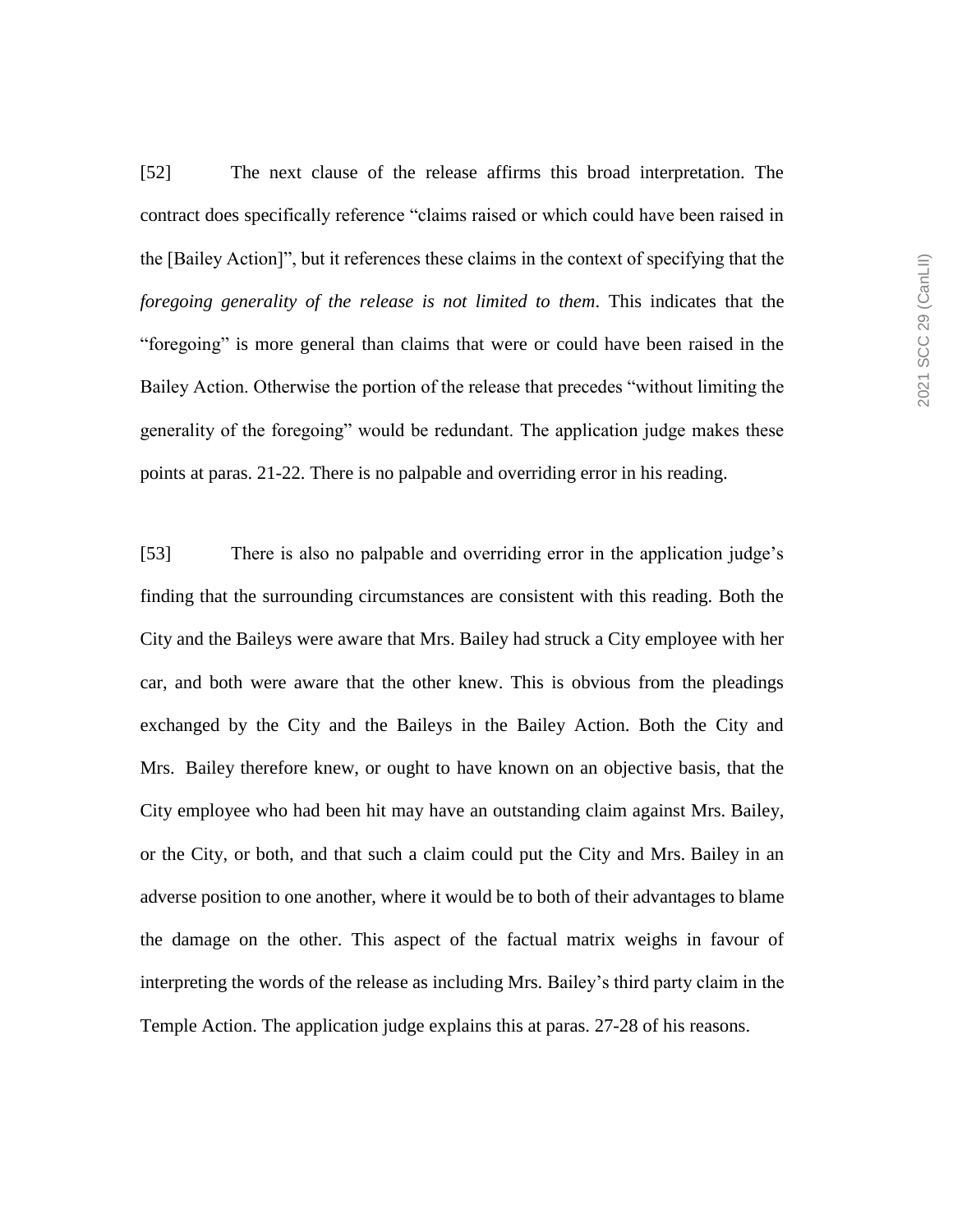[52] The next clause of the release affirms this broad interpretation. The contract does specifically reference "claims raised or which could have been raised in the [Bailey Action]", but it references these claims in the context of specifying that the *foregoing generality of the release is not limited to them*. This indicates that the "foregoing" is more general than claims that were or could have been raised in the Bailey Action. Otherwise the portion of the release that precedes "without limiting the generality of the foregoing" would be redundant. The application judge makes these points at paras. 21-22. There is no palpable and overriding error in his reading.

[53] There is also no palpable and overriding error in the application judge's finding that the surrounding circumstances are consistent with this reading. Both the City and the Baileys were aware that Mrs. Bailey had struck a City employee with her car, and both were aware that the other knew. This is obvious from the pleadings exchanged by the City and the Baileys in the Bailey Action. Both the City and Mrs. Bailey therefore knew, or ought to have known on an objective basis, that the City employee who had been hit may have an outstanding claim against Mrs. Bailey, or the City, or both, and that such a claim could put the City and Mrs. Bailey in an adverse position to one another, where it would be to both of their advantages to blame the damage on the other. This aspect of the factual matrix weighs in favour of interpreting the words of the release as including Mrs. Bailey's third party claim in the Temple Action. The application judge explains this at paras. 27-28 of his reasons.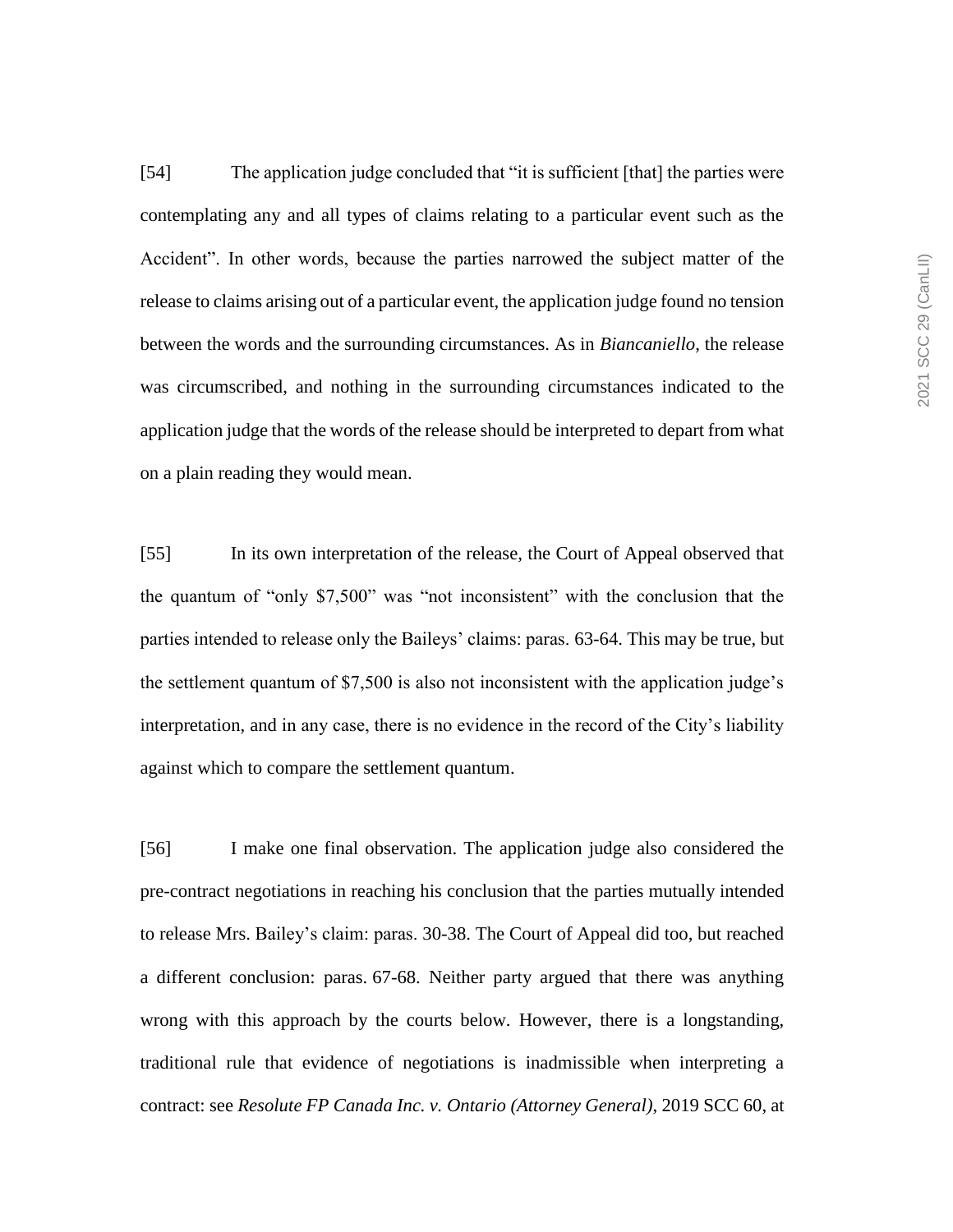[54] The application judge concluded that "it is sufficient [that] the parties were contemplating any and all types of claims relating to a particular event such as the Accident". In other words, because the parties narrowed the subject matter of the release to claims arising out of a particular event, the application judge found no tension between the words and the surrounding circumstances. As in *Biancaniello*, the release was circumscribed, and nothing in the surrounding circumstances indicated to the application judge that the words of the release should be interpreted to depart from what on a plain reading they would mean.

[55] In its own interpretation of the release, the Court of Appeal observed that the quantum of "only $7,500" was "not inconsistent" with the conclusion that the parties intended to release only the Baileys' claims: paras. 63-64. This may be true, but the settlement quantum of $7,500 is also not inconsistent with the application judge's interpretation, and in any case, there is no evidence in the record of the City's liability against which to compare the settlement quantum.

[56] I make one final observation. The application judge also considered the pre-contract negotiations in reaching his conclusion that the parties mutually intended to release Mrs. Bailey's claim: paras. 30-38. The Court of Appeal did too, but reached a different conclusion: paras. 67-68. Neither party argued that there was anything wrong with this approach by the courts below. However, there is a longstanding, traditional rule that evidence of negotiations is inadmissible when interpreting a contract: see *Resolute FP Canada Inc. v. Ontario (Attorney General)*, 2019 SCC 60, at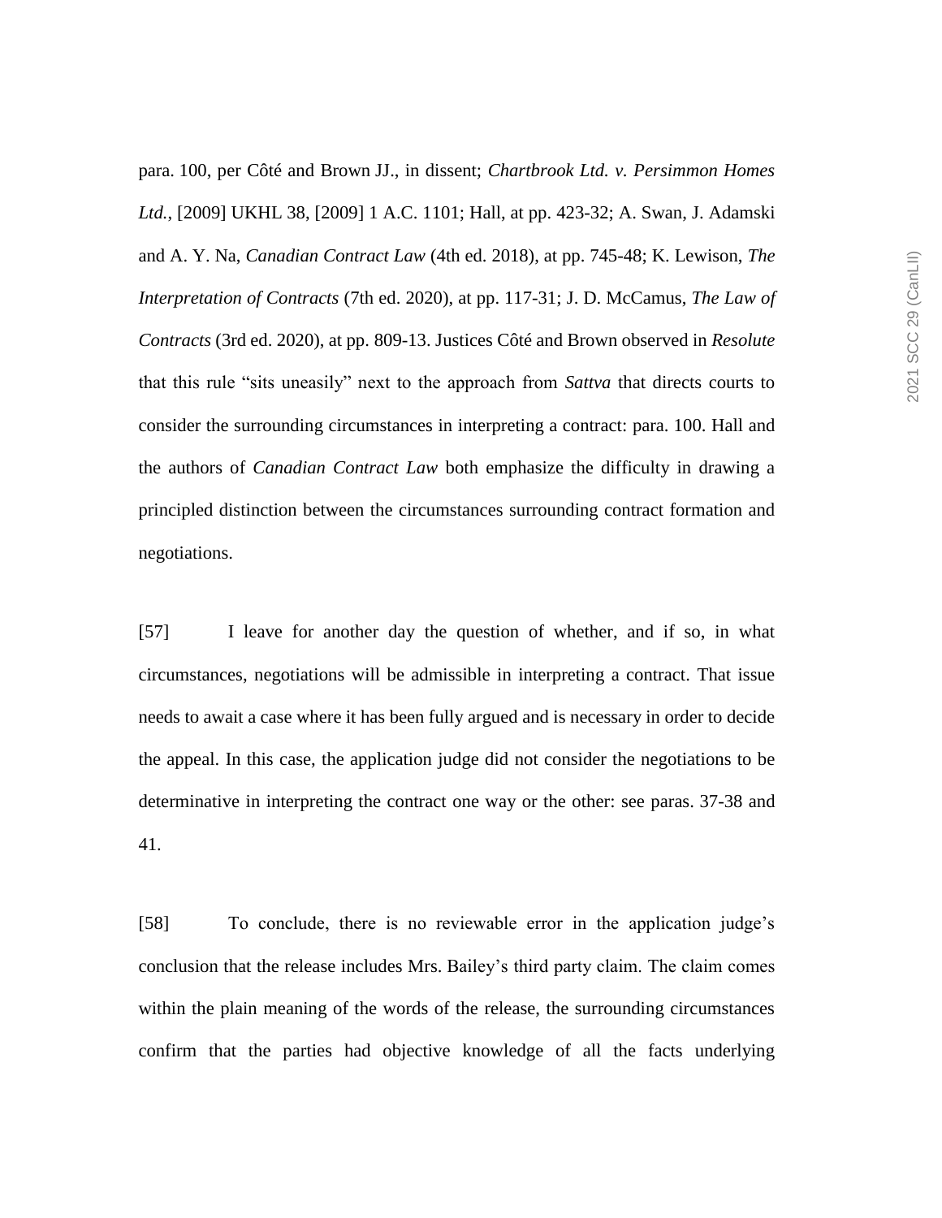para. 100, per Côté and Brown JJ., in dissent; *Chartbrook Ltd. v. Persimmon Homes Ltd.*, [2009] UKHL 38, [2009] 1 A.C. 1101; Hall, at pp. 423-32; A. Swan, J. Adamski and A. Y. Na, *Canadian Contract Law* (4th ed. 2018), at pp. 745-48; K. Lewison, *The Interpretation of Contracts* (7th ed. 2020), at pp. 117-31; J. D. McCamus, *The Law of Contracts* (3rd ed. 2020), at pp. 809-13. Justices Côté and Brown observed in *Resolute* that this rule "sits uneasily" next to the approach from *Sattva* that directs courts to consider the surrounding circumstances in interpreting a contract: para. 100. Hall and the authors of *Canadian Contract Law* both emphasize the difficulty in drawing a principled distinction between the circumstances surrounding contract formation and negotiations.

[57] I leave for another day the question of whether, and if so, in what circumstances, negotiations will be admissible in interpreting a contract. That issue needs to await a case where it has been fully argued and is necessary in order to decide the appeal. In this case, the application judge did not consider the negotiations to be determinative in interpreting the contract one way or the other: see paras. 37-38 and 41.

[58] To conclude, there is no reviewable error in the application judge's conclusion that the release includes Mrs. Bailey's third party claim. The claim comes within the plain meaning of the words of the release, the surrounding circumstances confirm that the parties had objective knowledge of all the facts underlying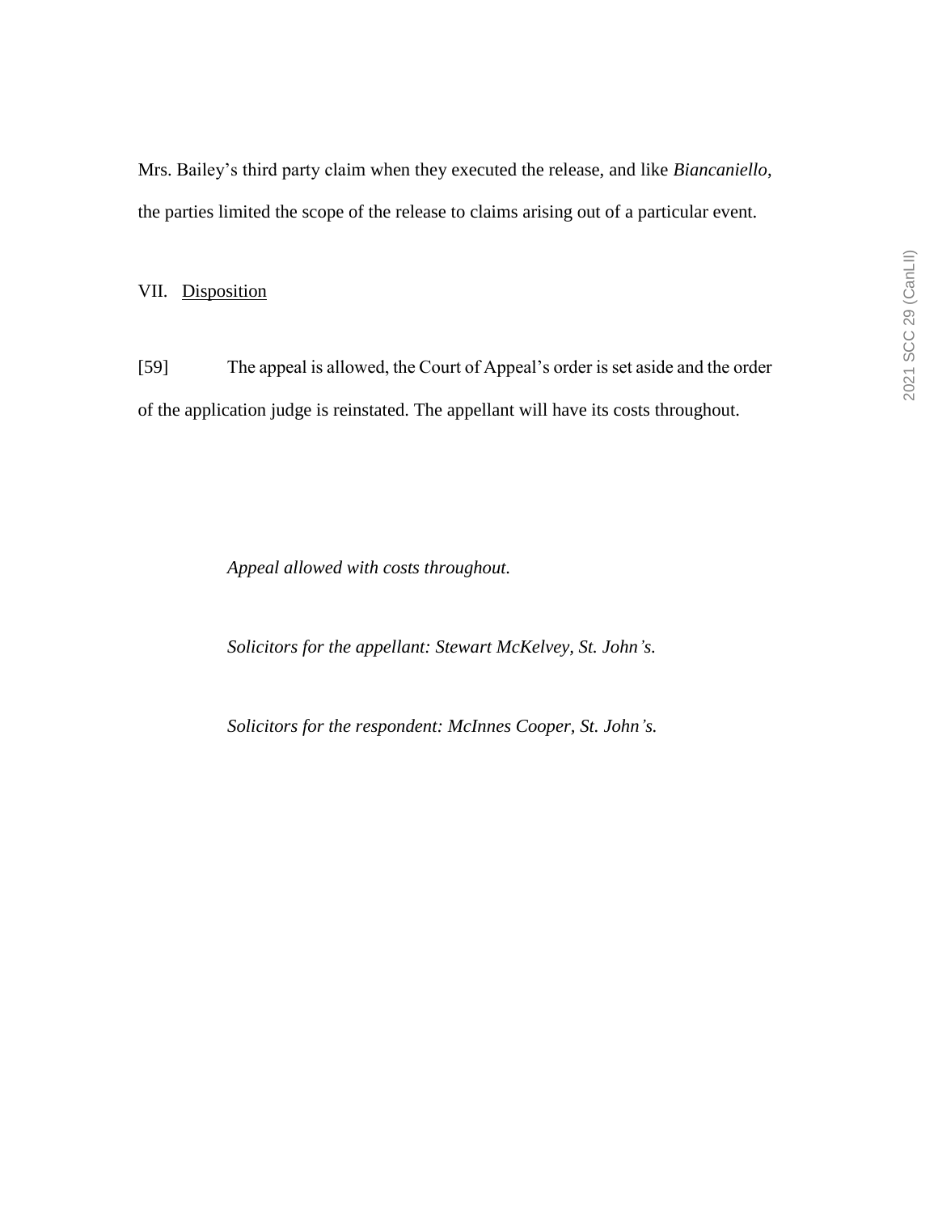Mrs. Bailey's third party claim when they executed the release, and like *Biancaniello*, the parties limited the scope of the release to claims arising out of a particular event.

## VII. Disposition

[59] The appeal is allowed, the Court of Appeal's order is set aside and the order of the application judge is reinstated. The appellant will have its costs throughout.

*Appeal allowed with costs throughout.*

*Solicitors for the appellant: Stewart McKelvey, St. John's.*

*Solicitors for the respondent: McInnes Cooper, St. John's.*